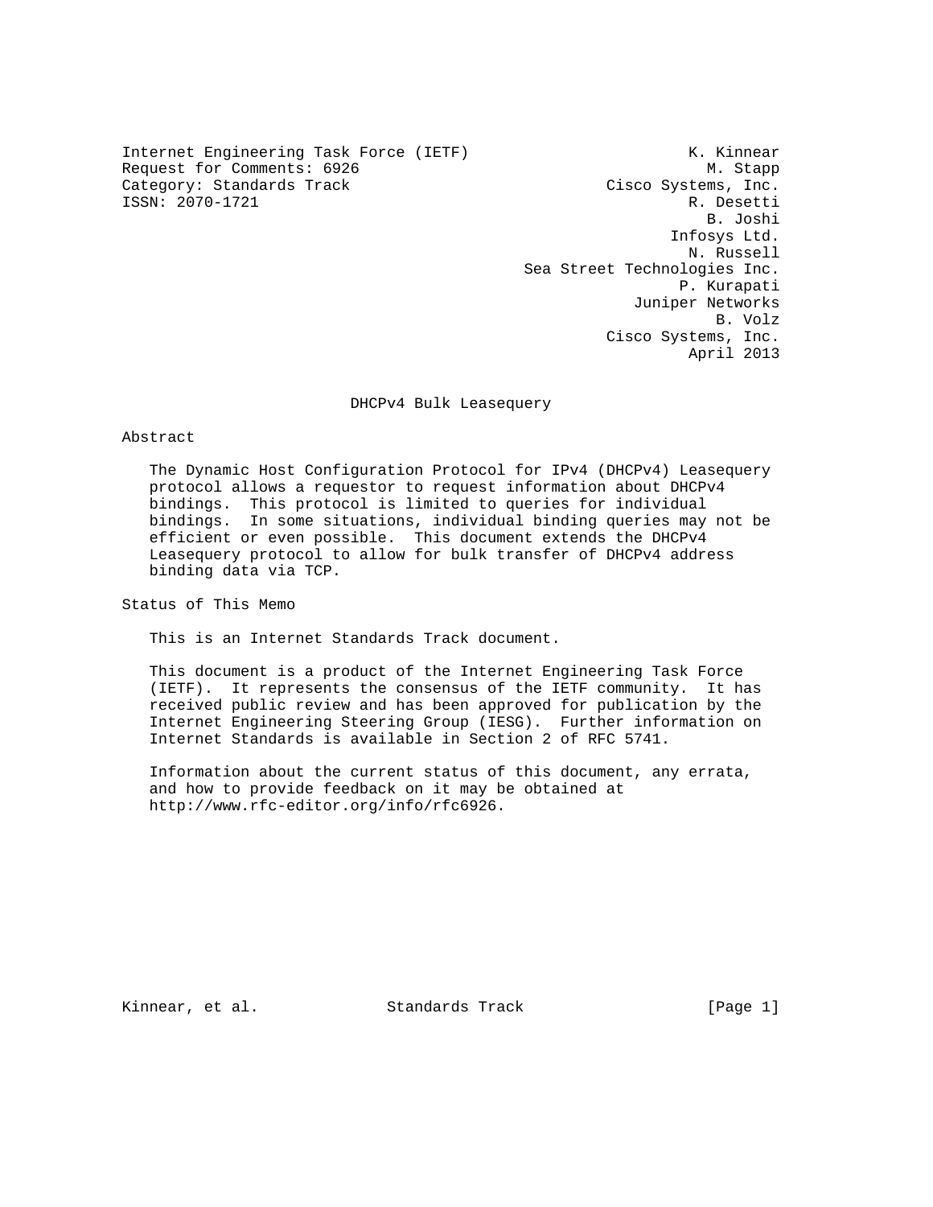Internet Engineering Task Force (IETF)  
Request for Comments: 6926  
Category: Standards Track  
ISSN: 2070-1721

K. Kinnear  
M. Stapp  
Cisco Systems, Inc.  
R. Desetti  
B. Joshi  
Infosys Ltd.  
N. Russell  
Sea Street Technologies Inc.  
P. Kurapati  
Juniper Networks  
B. Volz  
Cisco Systems, Inc.  
April 2013

# DHCPv4 Bulk Leasequery

## Abstract

The Dynamic Host Configuration Protocol for IPv4 (DHCPv4) Leasequery protocol allows a requestor to request information about DHCPv4 bindings. This protocol is limited to queries for individual bindings. In some situations, individual binding queries may not be efficient or even possible. This document extends the DHCPv4 Leasequery protocol to allow for bulk transfer of DHCPv4 address binding data via TCP.

## Status of This Memo

This is an Internet Standards Track document.

This document is a product of the Internet Engineering Task Force (IETF). It represents the consensus of the IETF community. It has received public review and has been approved for publication by the Internet Engineering Steering Group (IESG). Further information on Internet Standards is available in Section 2 of RFC 5741.

Information about the current status of this document, any errata, and how to provide feedback on it may be obtained at http://www.rfc-editor.org/info/rfc6926.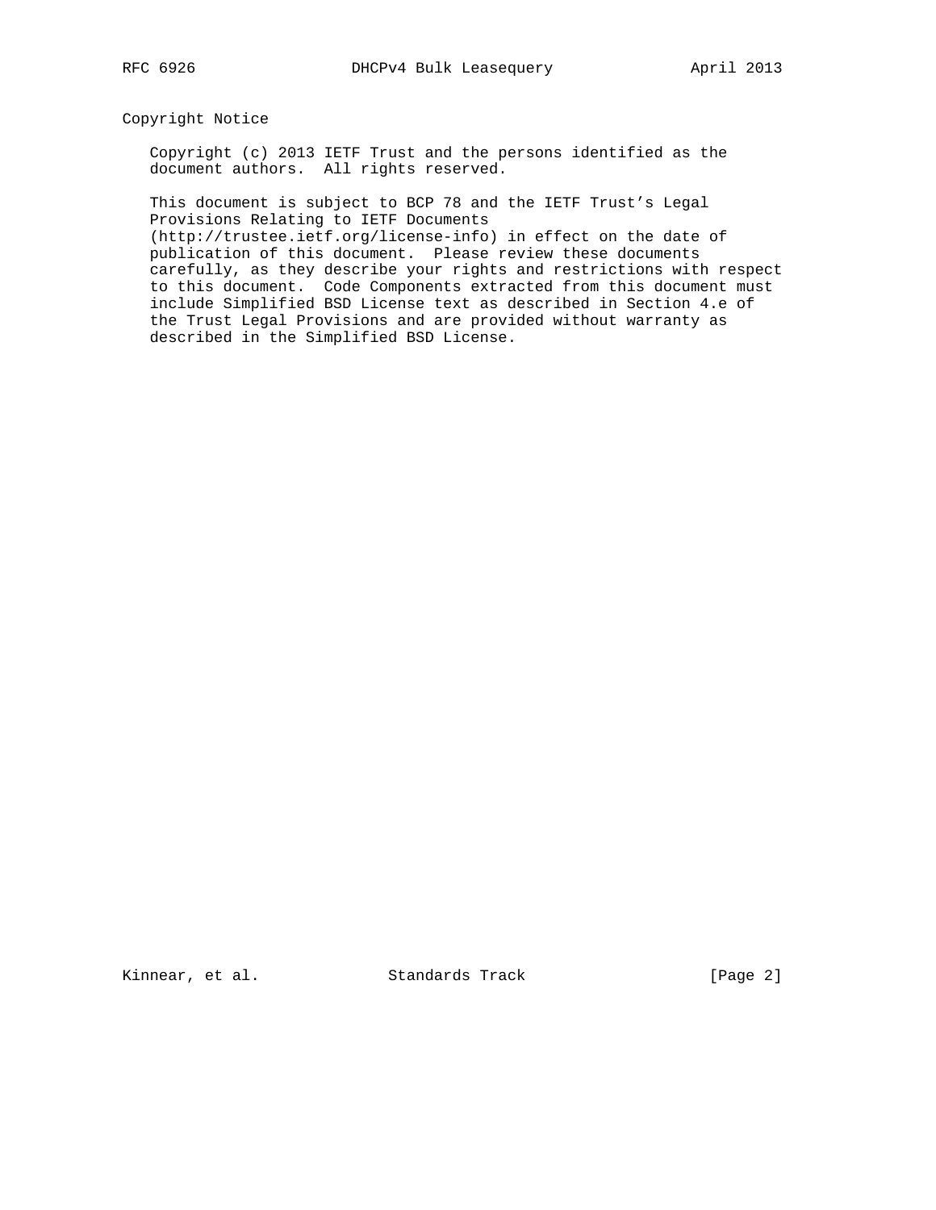## Copyright Notice

Copyright (c) 2013 IETF Trust and the persons identified as the document authors. All rights reserved.

This document is subject to BCP 78 and the IETF Trust's Legal Provisions Relating to IETF Documents (http://trustee.ietf.org/license-info) in effect on the date of publication of this document. Please review these documents carefully, as they describe your rights and restrictions with respect to this document. Code Components extracted from this document must include Simplified BSD License text as described in Section 4.e of the Trust Legal Provisions and are provided without warranty as described in the Simplified BSD License.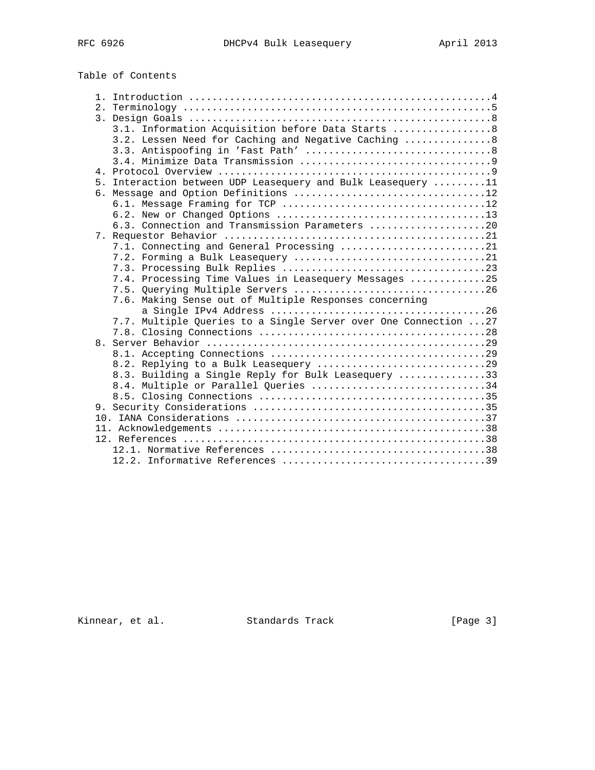Table of Contents

```
   1. Introduction ....................................................4
   2. Terminology .....................................................5
   3. Design Goals ....................................................8
      3.1. Information Acquisition before Data Starts .................8
      3.2. Lessen Need for Caching and Negative Caching ...............8
      3.3. Antispoofing in 'Fast Path' ................................8
      3.4. Minimize Data Transmission .................................9
   4. Protocol Overview ...............................................9
   5. Interaction between UDP Leasequery and Bulk Leasequery .........11
   6. Message and Option Definitions .................................12
      6.1. Message Framing for TCP ...................................12
      6.2. New or Changed Options ....................................13
      6.3. Connection and Transmission Parameters ....................20
   7. Requestor Behavior .............................................21
      7.1. Connecting and General Processing .........................21
      7.2. Forming a Bulk Leasequery .................................21
      7.3. Processing Bulk Replies ...................................23
      7.4. Processing Time Values in Leasequery Messages .............25
      7.5. Querying Multiple Servers .................................26
      7.6. Making Sense out of Multiple Responses concerning
           a Single IPv4 Address .....................................26
      7.7. Multiple Queries to a Single Server over One Connection ...27
      7.8. Closing Connections .......................................28
   8. Server Behavior ................................................29
      8.1. Accepting Connections .....................................29
      8.2. Replying to a Bulk Leasequery .............................29
      8.3. Building a Single Reply for Bulk Leasequery ...............33
      8.4. Multiple or Parallel Queries ..............................34
      8.5. Closing Connections .......................................35
   9. Security Considerations ........................................35
   10. IANA Considerations ...........................................37
   11. Acknowledgements ..............................................38
   12. References ....................................................38
      12.1. Normative References .....................................38
      12.2. Informative References ...................................39
```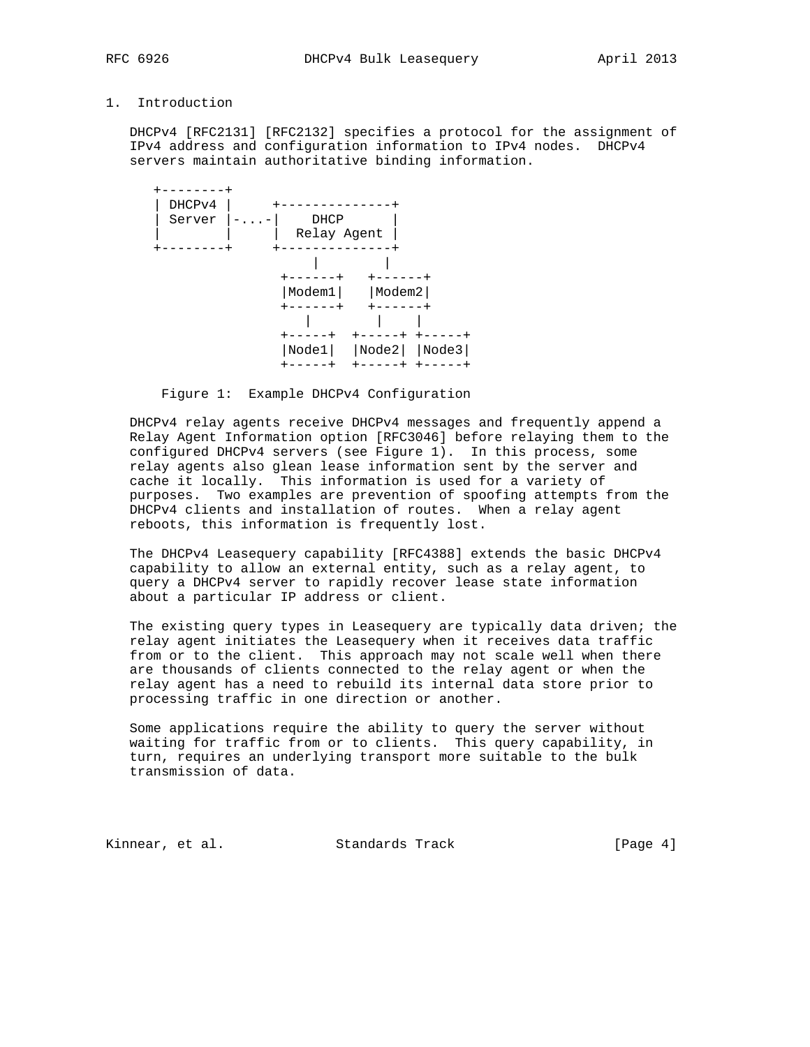## 1. Introduction

DHCPv4 [RFC2131] [RFC2132] specifies a protocol for the assignment of IPv4 address and configuration information to IPv4 nodes. DHCPv4 servers maintain authoritative binding information.

```
+--------+
| DHCPv4 |     +--------------+
| Server |-...-|    DHCP      |
|        |     |  Relay Agent |
+--------+     +--------------+
                    |        |
                +------+   +------+
                |Modem1|   |Modem2|
                +------+   +------+
                   |        |    |
                +-----+  +-----+ +-----+
                |Node1|  |Node2| |Node3|
                +-----+  +-----+ +-----+
```

Figure 1: Example DHCPv4 Configuration

DHCPv4 relay agents receive DHCPv4 messages and frequently append a Relay Agent Information option [RFC3046] before relaying them to the configured DHCPv4 servers (see Figure 1). In this process, some relay agents also glean lease information sent by the server and cache it locally. This information is used for a variety of purposes. Two examples are prevention of spoofing attempts from the DHCPv4 clients and installation of routes. When a relay agent reboots, this information is frequently lost.

The DHCPv4 Leasequery capability [RFC4388] extends the basic DHCPv4 capability to allow an external entity, such as a relay agent, to query a DHCPv4 server to rapidly recover lease state information about a particular IP address or client.

The existing query types in Leasequery are typically data driven; the relay agent initiates the Leasequery when it receives data traffic from or to the client. This approach may not scale well when there are thousands of clients connected to the relay agent or when the relay agent has a need to rebuild its internal data store prior to processing traffic in one direction or another.

Some applications require the ability to query the server without waiting for traffic from or to clients. This query capability, in turn, requires an underlying transport more suitable to the bulk transmission of data.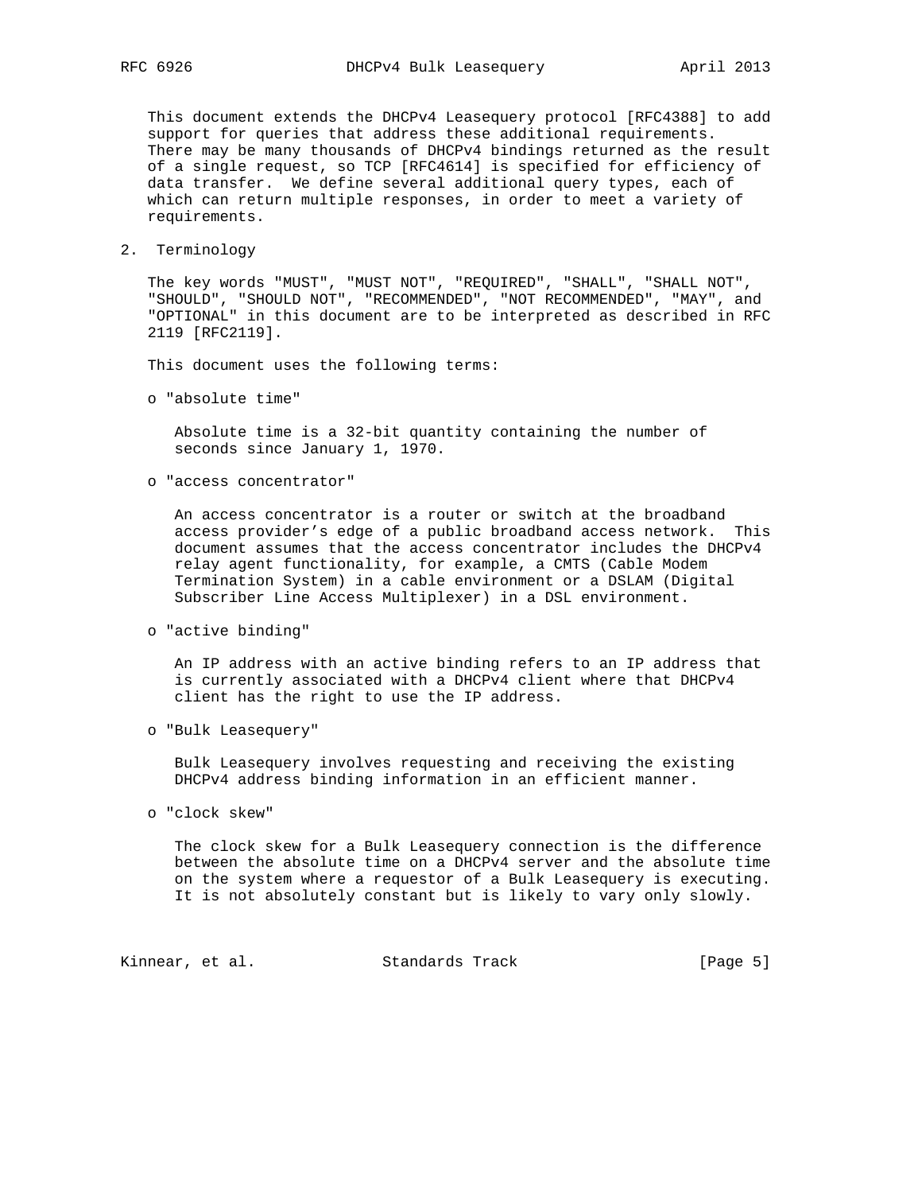This document extends the DHCPv4 Leasequery protocol [RFC4388] to add support for queries that address these additional requirements. There may be many thousands of DHCPv4 bindings returned as the result of a single request, so TCP [RFC4614] is specified for efficiency of data transfer. We define several additional query types, each of which can return multiple responses, in order to meet a variety of requirements.

## 2. Terminology

The key words "MUST", "MUST NOT", "REQUIRED", "SHALL", "SHALL NOT", "SHOULD", "SHOULD NOT", "RECOMMENDED", "NOT RECOMMENDED", "MAY", and "OPTIONAL" in this document are to be interpreted as described in RFC 2119 [RFC2119].

This document uses the following terms:

- "absolute time"

  Absolute time is a 32-bit quantity containing the number of seconds since January 1, 1970.

- "access concentrator"

  An access concentrator is a router or switch at the broadband access provider's edge of a public broadband access network. This document assumes that the access concentrator includes the DHCPv4 relay agent functionality, for example, a CMTS (Cable Modem Termination System) in a cable environment or a DSLAM (Digital Subscriber Line Access Multiplexer) in a DSL environment.

- "active binding"

  An IP address with an active binding refers to an IP address that is currently associated with a DHCPv4 client where that DHCPv4 client has the right to use the IP address.

- "Bulk Leasequery"

  Bulk Leasequery involves requesting and receiving the existing DHCPv4 address binding information in an efficient manner.

- "clock skew"

  The clock skew for a Bulk Leasequery connection is the difference between the absolute time on a DHCPv4 server and the absolute time on the system where a requestor of a Bulk Leasequery is executing. It is not absolutely constant but is likely to vary only slowly.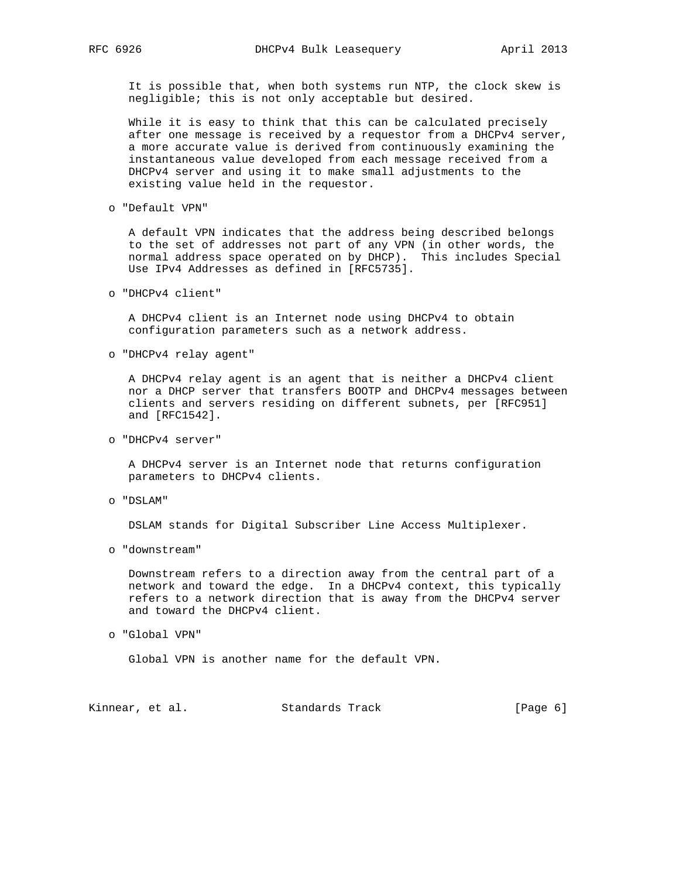It is possible that, when both systems run NTP, the clock skew is negligible; this is not only acceptable but desired.

While it is easy to think that this can be calculated precisely after one message is received by a requestor from a DHCPv4 server, a more accurate value is derived from continuously examining the instantaneous value developed from each message received from a DHCPv4 server and using it to make small adjustments to the existing value held in the requestor.

- "Default VPN"

  A default VPN indicates that the address being described belongs to the set of addresses not part of any VPN (in other words, the normal address space operated on by DHCP). This includes Special Use IPv4 Addresses as defined in [RFC5735].

- "DHCPv4 client"

  A DHCPv4 client is an Internet node using DHCPv4 to obtain configuration parameters such as a network address.

- "DHCPv4 relay agent"

  A DHCPv4 relay agent is an agent that is neither a DHCPv4 client nor a DHCP server that transfers BOOTP and DHCPv4 messages between clients and servers residing on different subnets, per [RFC951] and [RFC1542].

- "DHCPv4 server"

  A DHCPv4 server is an Internet node that returns configuration parameters to DHCPv4 clients.

- "DSLAM"

  DSLAM stands for Digital Subscriber Line Access Multiplexer.

- "downstream"

  Downstream refers to a direction away from the central part of a network and toward the edge. In a DHCPv4 context, this typically refers to a network direction that is away from the DHCPv4 server and toward the DHCPv4 client.

- "Global VPN"

  Global VPN is another name for the default VPN.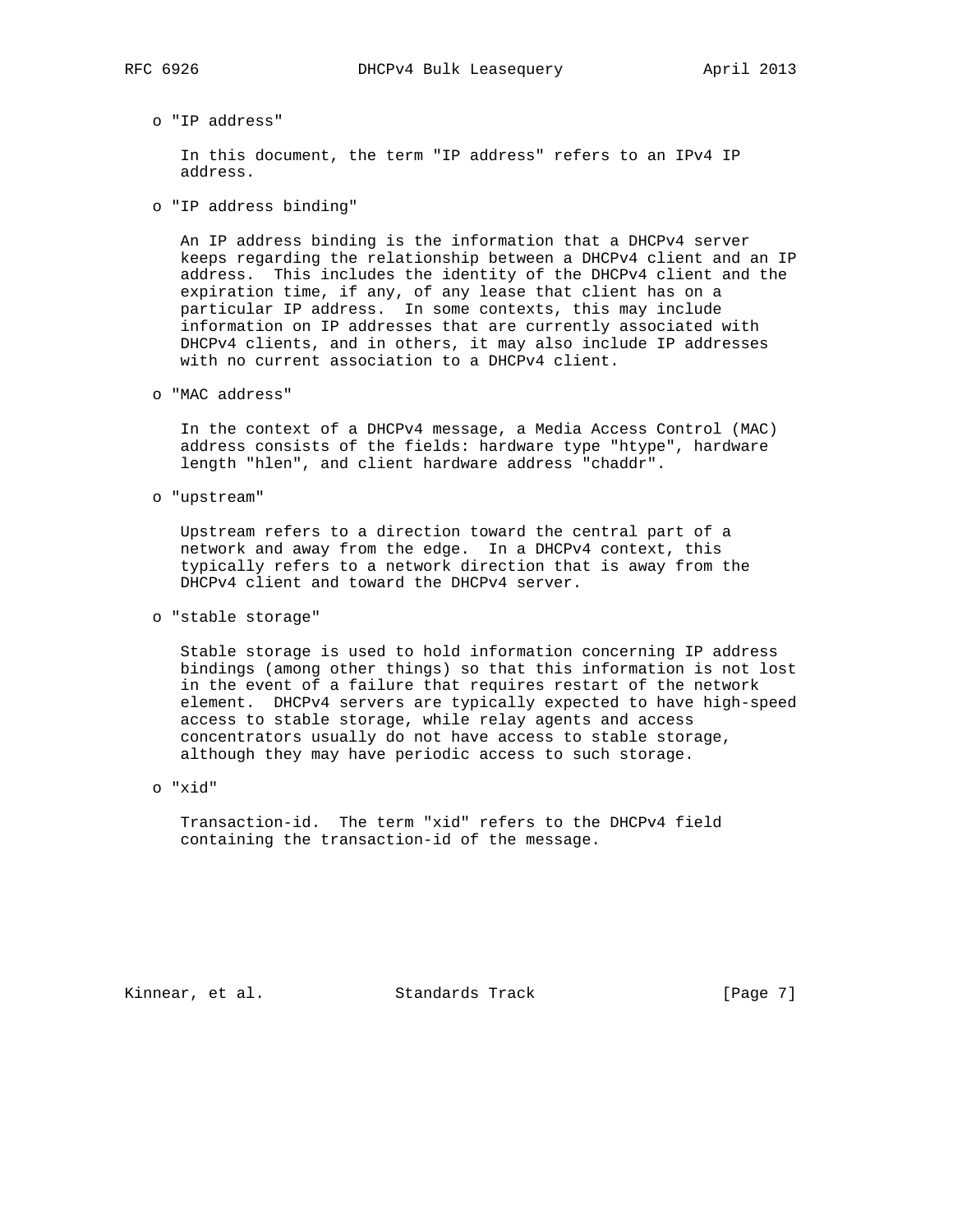o "IP address"

In this document, the term "IP address" refers to an IPv4 IP address.

o "IP address binding"

An IP address binding is the information that a DHCPv4 server keeps regarding the relationship between a DHCPv4 client and an IP address. This includes the identity of the DHCPv4 client and the expiration time, if any, of any lease that client has on a particular IP address. In some contexts, this may include information on IP addresses that are currently associated with DHCPv4 clients, and in others, it may also include IP addresses with no current association to a DHCPv4 client.

o "MAC address"

In the context of a DHCPv4 message, a Media Access Control (MAC) address consists of the fields: hardware type "htype", hardware length "hlen", and client hardware address "chaddr".

o "upstream"

Upstream refers to a direction toward the central part of a network and away from the edge. In a DHCPv4 context, this typically refers to a network direction that is away from the DHCPv4 client and toward the DHCPv4 server.

o "stable storage"

Stable storage is used to hold information concerning IP address bindings (among other things) so that this information is not lost in the event of a failure that requires restart of the network element. DHCPv4 servers are typically expected to have high-speed access to stable storage, while relay agents and access concentrators usually do not have access to stable storage, although they may have periodic access to such storage.

o "xid"

Transaction-id. The term "xid" refers to the DHCPv4 field containing the transaction-id of the message.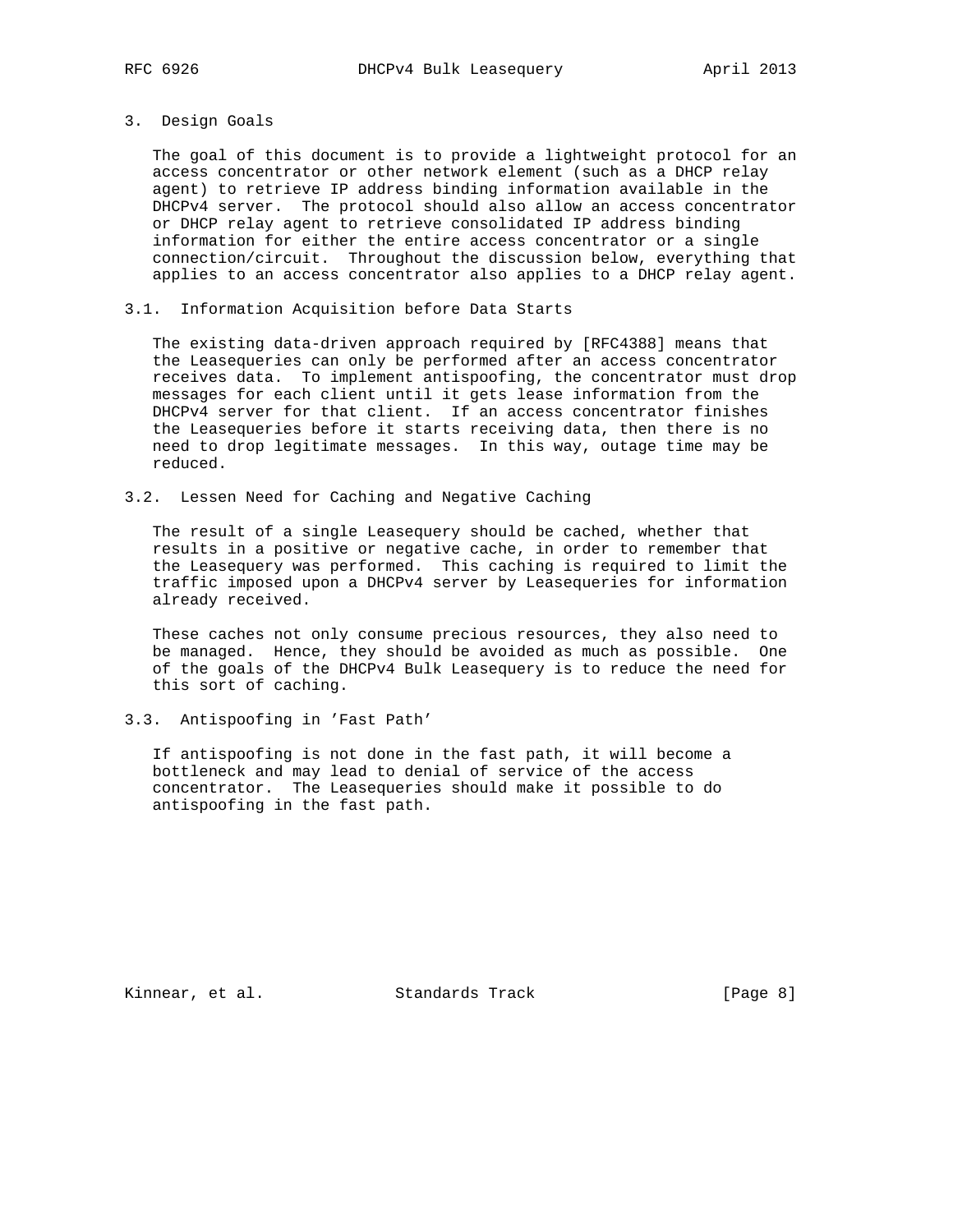## 3. Design Goals

The goal of this document is to provide a lightweight protocol for an access concentrator or other network element (such as a DHCP relay agent) to retrieve IP address binding information available in the DHCPv4 server. The protocol should also allow an access concentrator or DHCP relay agent to retrieve consolidated IP address binding information for either the entire access concentrator or a single connection/circuit. Throughout the discussion below, everything that applies to an access concentrator also applies to a DHCP relay agent.

### 3.1. Information Acquisition before Data Starts

The existing data-driven approach required by [RFC4388] means that the Leasequeries can only be performed after an access concentrator receives data. To implement antispoofing, the concentrator must drop messages for each client until it gets lease information from the DHCPv4 server for that client. If an access concentrator finishes the Leasequeries before it starts receiving data, then there is no need to drop legitimate messages. In this way, outage time may be reduced.

### 3.2. Lessen Need for Caching and Negative Caching

The result of a single Leasequery should be cached, whether that results in a positive or negative cache, in order to remember that the Leasequery was performed. This caching is required to limit the traffic imposed upon a DHCPv4 server by Leasequeries for information already received.

These caches not only consume precious resources, they also need to be managed. Hence, they should be avoided as much as possible. One of the goals of the DHCPv4 Bulk Leasequery is to reduce the need for this sort of caching.

### 3.3. Antispoofing in 'Fast Path'

If antispoofing is not done in the fast path, it will become a bottleneck and may lead to denial of service of the access concentrator. The Leasequeries should make it possible to do antispoofing in the fast path.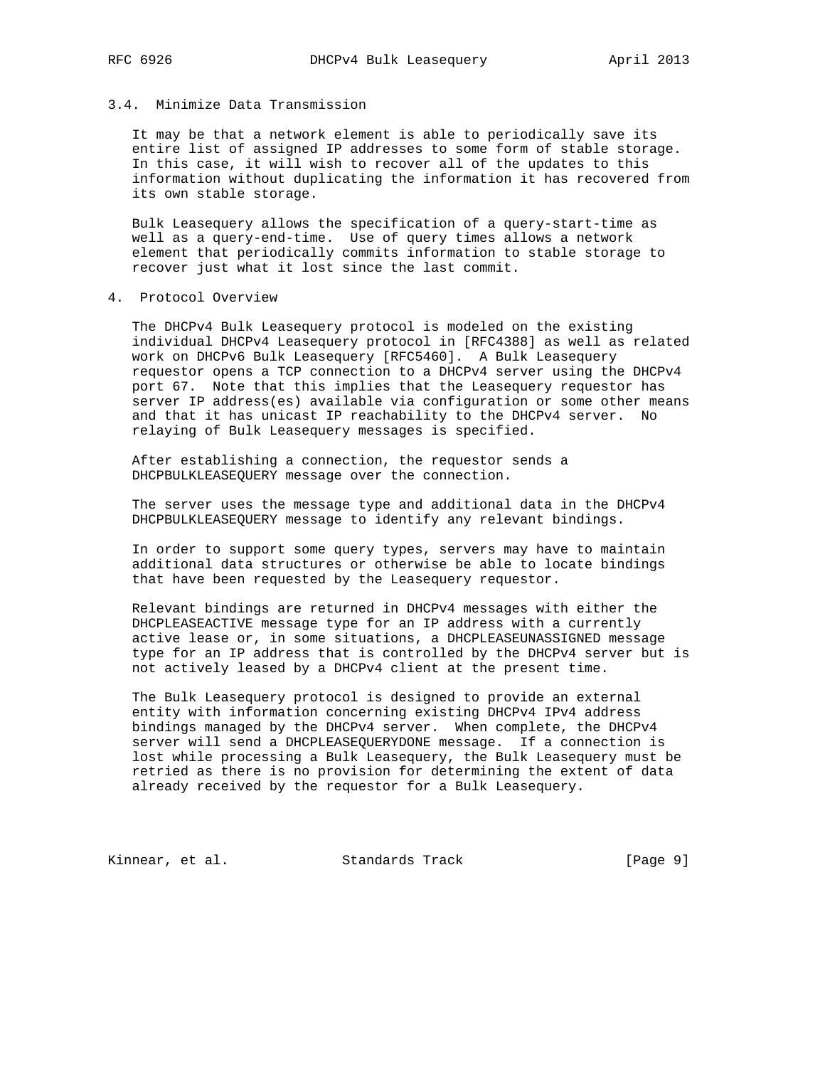### 3.4. Minimize Data Transmission

It may be that a network element is able to periodically save its entire list of assigned IP addresses to some form of stable storage. In this case, it will wish to recover all of the updates to this information without duplicating the information it has recovered from its own stable storage.

Bulk Leasequery allows the specification of a query-start-time as well as a query-end-time. Use of query times allows a network element that periodically commits information to stable storage to recover just what it lost since the last commit.

## 4. Protocol Overview

The DHCPv4 Bulk Leasequery protocol is modeled on the existing individual DHCPv4 Leasequery protocol in [RFC4388] as well as related work on DHCPv6 Bulk Leasequery [RFC5460]. A Bulk Leasequery requestor opens a TCP connection to a DHCPv4 server using the DHCPv4 port 67. Note that this implies that the Leasequery requestor has server IP address(es) available via configuration or some other means and that it has unicast IP reachability to the DHCPv4 server. No relaying of Bulk Leasequery messages is specified.

After establishing a connection, the requestor sends a DHCPBULKLEASEQUERY message over the connection.

The server uses the message type and additional data in the DHCPv4 DHCPBULKLEASEQUERY message to identify any relevant bindings.

In order to support some query types, servers may have to maintain additional data structures or otherwise be able to locate bindings that have been requested by the Leasequery requestor.

Relevant bindings are returned in DHCPv4 messages with either the DHCPLEASEACTIVE message type for an IP address with a currently active lease or, in some situations, a DHCPLEASEUNASSIGNED message type for an IP address that is controlled by the DHCPv4 server but is not actively leased by a DHCPv4 client at the present time.

The Bulk Leasequery protocol is designed to provide an external entity with information concerning existing DHCPv4 IPv4 address bindings managed by the DHCPv4 server. When complete, the DHCPv4 server will send a DHCPLEASEQUERYDONE message. If a connection is lost while processing a Bulk Leasequery, the Bulk Leasequery must be retried as there is no provision for determining the extent of data already received by the requestor for a Bulk Leasequery.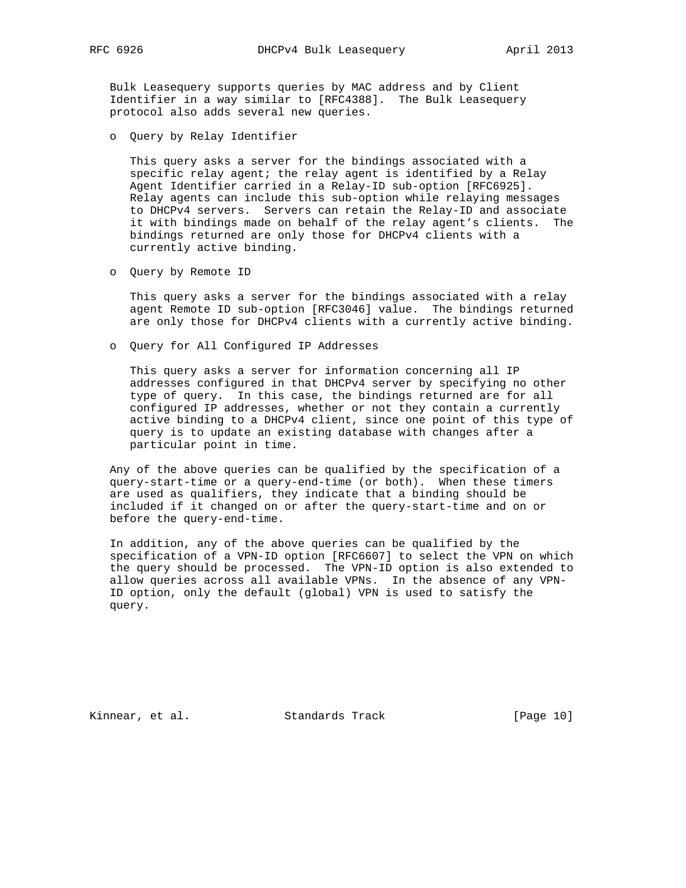Bulk Leasequery supports queries by MAC address and by Client Identifier in a way similar to [RFC4388]. The Bulk Leasequery protocol also adds several new queries.

- Query by Relay Identifier

  This query asks a server for the bindings associated with a specific relay agent; the relay agent is identified by a Relay Agent Identifier carried in a Relay-ID sub-option [RFC6925]. Relay agents can include this sub-option while relaying messages to DHCPv4 servers. Servers can retain the Relay-ID and associate it with bindings made on behalf of the relay agent's clients. The bindings returned are only those for DHCPv4 clients with a currently active binding.

- Query by Remote ID

  This query asks a server for the bindings associated with a relay agent Remote ID sub-option [RFC3046] value. The bindings returned are only those for DHCPv4 clients with a currently active binding.

- Query for All Configured IP Addresses

  This query asks a server for information concerning all IP addresses configured in that DHCPv4 server by specifying no other type of query. In this case, the bindings returned are for all configured IP addresses, whether or not they contain a currently active binding to a DHCPv4 client, since one point of this type of query is to update an existing database with changes after a particular point in time.

Any of the above queries can be qualified by the specification of a query-start-time or a query-end-time (or both). When these timers are used as qualifiers, they indicate that a binding should be included if it changed on or after the query-start-time and on or before the query-end-time.

In addition, any of the above queries can be qualified by the specification of a VPN-ID option [RFC6607] to select the VPN on which the query should be processed. The VPN-ID option is also extended to allow queries across all available VPNs. In the absence of any VPN-ID option, only the default (global) VPN is used to satisfy the query.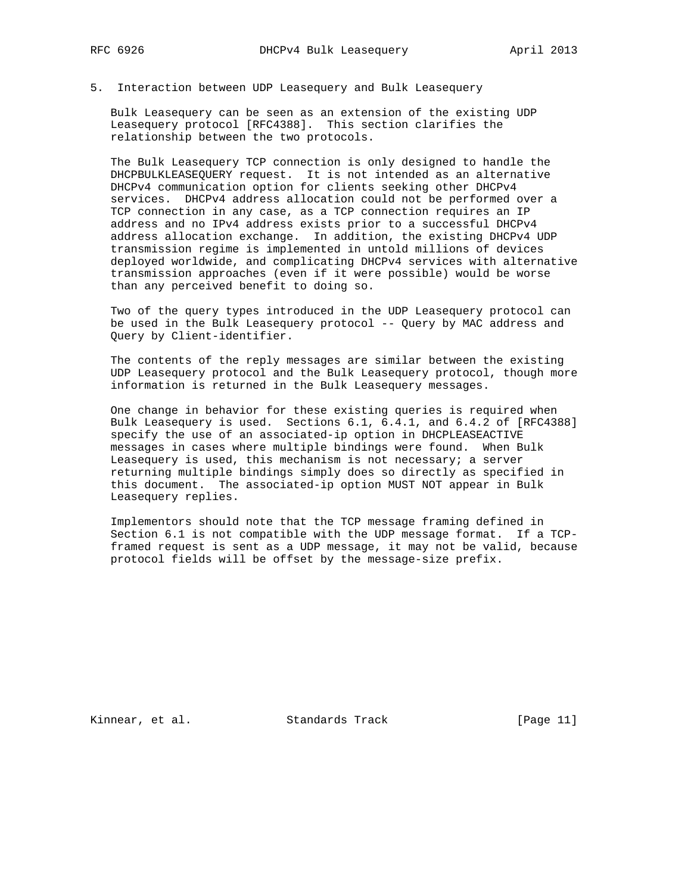## 5. Interaction between UDP Leasequery and Bulk Leasequery

Bulk Leasequery can be seen as an extension of the existing UDP Leasequery protocol [RFC4388]. This section clarifies the relationship between the two protocols.

The Bulk Leasequery TCP connection is only designed to handle the DHCPBULKLEASEQUERY request. It is not intended as an alternative DHCPv4 communication option for clients seeking other DHCPv4 services. DHCPv4 address allocation could not be performed over a TCP connection in any case, as a TCP connection requires an IP address and no IPv4 address exists prior to a successful DHCPv4 address allocation exchange. In addition, the existing DHCPv4 UDP transmission regime is implemented in untold millions of devices deployed worldwide, and complicating DHCPv4 services with alternative transmission approaches (even if it were possible) would be worse than any perceived benefit to doing so.

Two of the query types introduced in the UDP Leasequery protocol can be used in the Bulk Leasequery protocol -- Query by MAC address and Query by Client-identifier.

The contents of the reply messages are similar between the existing UDP Leasequery protocol and the Bulk Leasequery protocol, though more information is returned in the Bulk Leasequery messages.

One change in behavior for these existing queries is required when Bulk Leasequery is used. Sections 6.1, 6.4.1, and 6.4.2 of [RFC4388] specify the use of an associated-ip option in DHCPLEASEACTIVE messages in cases where multiple bindings were found. When Bulk Leasequery is used, this mechanism is not necessary; a server returning multiple bindings simply does so directly as specified in this document. The associated-ip option MUST NOT appear in Bulk Leasequery replies.

Implementors should note that the TCP message framing defined in Section 6.1 is not compatible with the UDP message format. If a TCP-framed request is sent as a UDP message, it may not be valid, because protocol fields will be offset by the message-size prefix.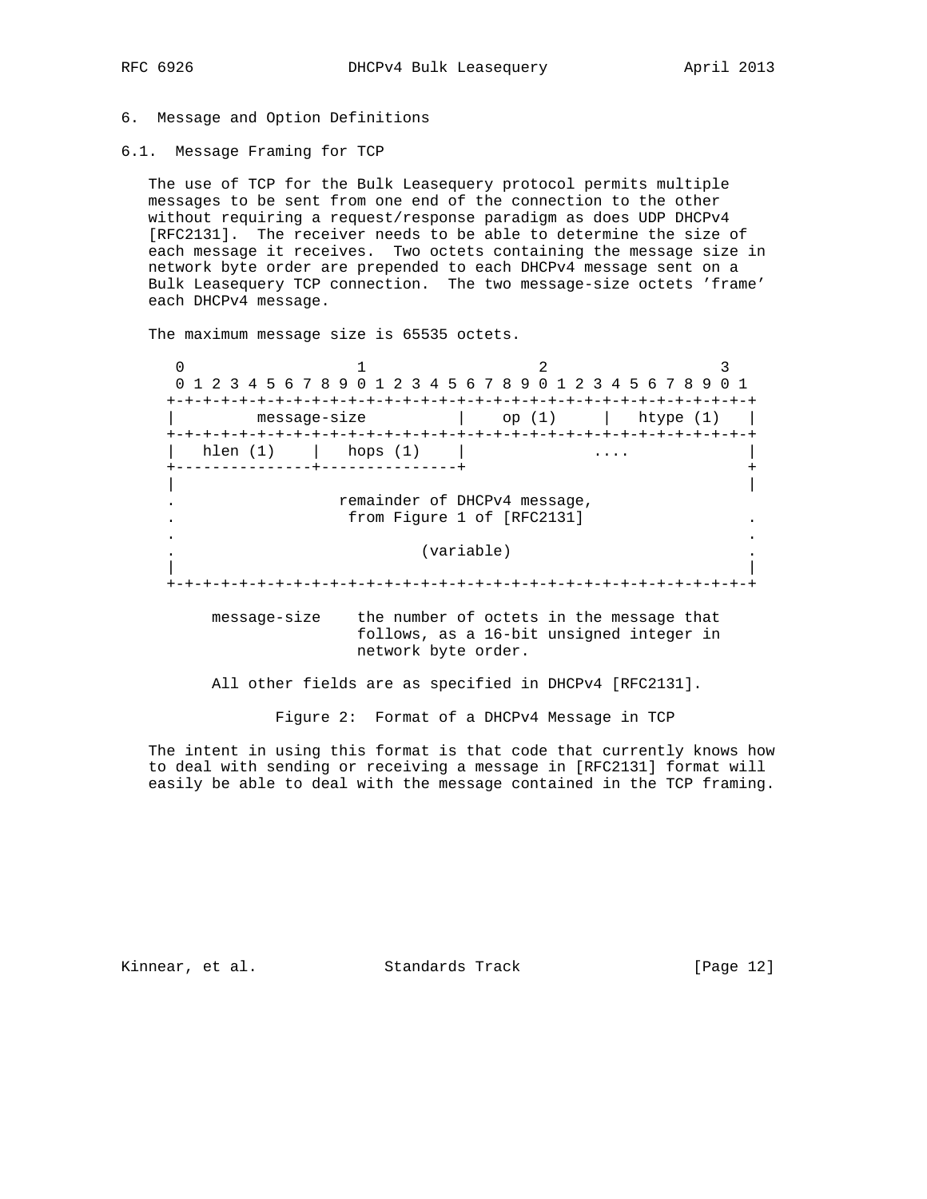## 6. Message and Option Definitions

### 6.1. Message Framing for TCP

The use of TCP for the Bulk Leasequery protocol permits multiple messages to be sent from one end of the connection to the other without requiring a request/response paradigm as does UDP DHCPv4 [RFC2131]. The receiver needs to be able to determine the size of each message it receives. Two octets containing the message size in network byte order are prepended to each DHCPv4 message sent on a Bulk Leasequery TCP connection. The two message-size octets 'frame' each DHCPv4 message.

The maximum message size is 65535 octets.

```
 0                   1                   2                   3
 0 1 2 3 4 5 6 7 8 9 0 1 2 3 4 5 6 7 8 9 0 1 2 3 4 5 6 7 8 9 0 1
+-+-+-+-+-+-+-+-+-+-+-+-+-+-+-+-+-+-+-+-+-+-+-+-+-+-+-+-+-+-+-+-+
|         message-size          |    op (1)     |   htype (1)   |
+-+-+-+-+-+-+-+-+-+-+-+-+-+-+-+-+-+-+-+-+-+-+-+-+-+-+-+-+-+-+-+-+
|   hlen (1)    |   hops (1)    |              ....             |
+---------------+---------------+                               +
|                                                               |
.                  remainder of DHCPv4 message,                 .
.                   from Figure 1 of [RFC2131]                  .
.                                                               .
.                          (variable)                           .
|                                                               |
+-+-+-+-+-+-+-+-+-+-+-+-+-+-+-+-+-+-+-+-+-+-+-+-+-+-+-+-+-+-+-+-+

     message-size    the number of octets in the message that
                     follows, as a 16-bit unsigned integer in
                     network byte order.

     All other fields are as specified in DHCPv4 [RFC2131].
```

Figure 2: Format of a DHCPv4 Message in TCP

The intent in using this format is that code that currently knows how to deal with sending or receiving a message in [RFC2131] format will easily be able to deal with the message contained in the TCP framing.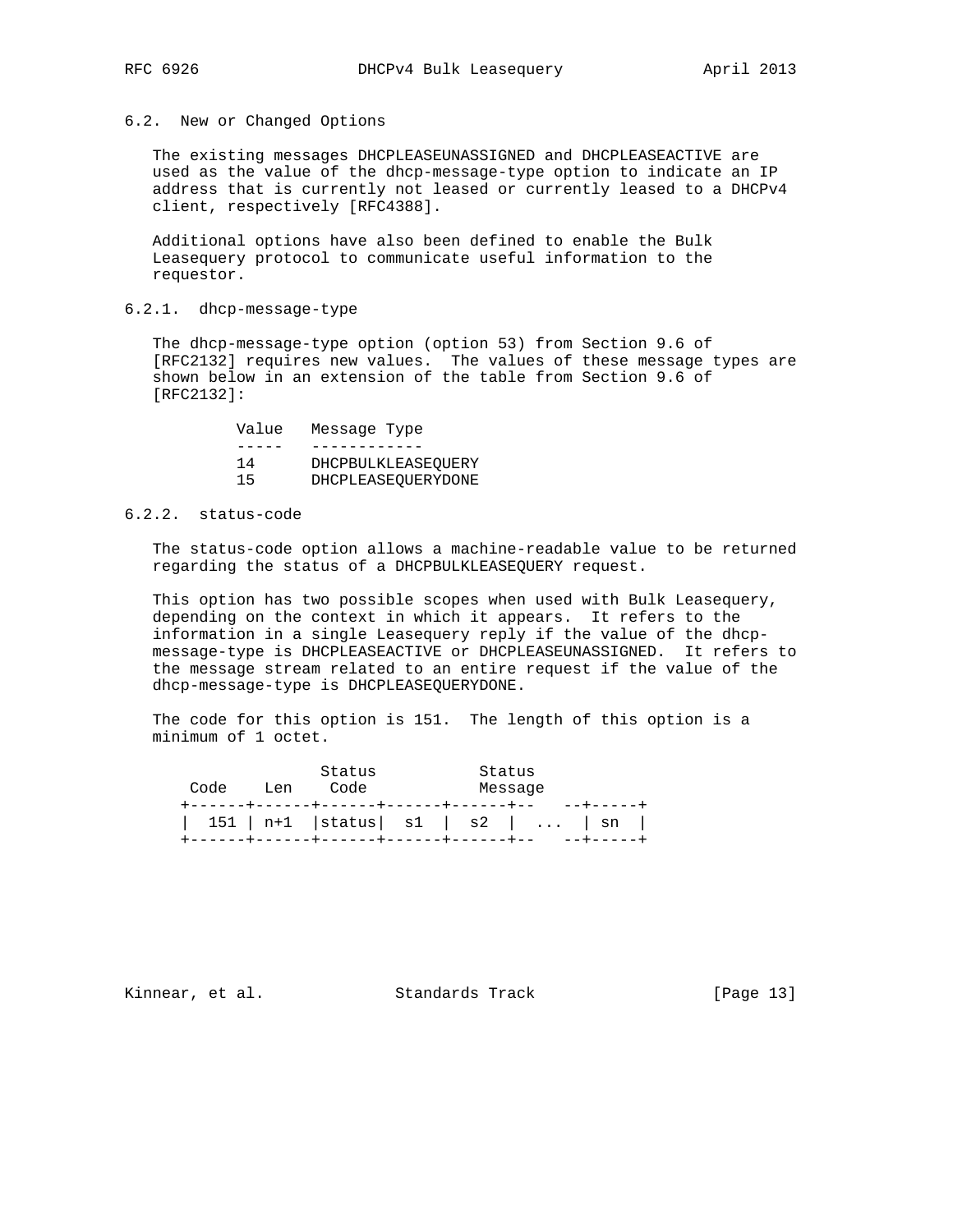### 6.2. New or Changed Options

The existing messages DHCPLEASEUNASSIGNED and DHCPLEASEACTIVE are used as the value of the dhcp-message-type option to indicate an IP address that is currently not leased or currently leased to a DHCPv4 client, respectively [RFC4388].

Additional options have also been defined to enable the Bulk Leasequery protocol to communicate useful information to the requestor.

#### 6.2.1. dhcp-message-type

The dhcp-message-type option (option 53) from Section 9.6 of [RFC2132] requires new values. The values of these message types are shown below in an extension of the table from Section 9.6 of [RFC2132]:

| Value | Message Type |
|---|---|
| 14 | DHCPBULKLEASEQUERY |
| 15 | DHCPLEASEQUERYDONE |

#### 6.2.2. status-code

The status-code option allows a machine-readable value to be returned regarding the status of a DHCPBULKLEASEQUERY request.

This option has two possible scopes when used with Bulk Leasequery, depending on the context in which it appears. It refers to the information in a single Leasequery reply if the value of the dhcp-message-type is DHCPLEASEACTIVE or DHCPLEASEUNASSIGNED. It refers to the message stream related to an entire request if the value of the dhcp-message-type is DHCPLEASEQUERYDONE.

The code for this option is 151. The length of this option is a minimum of 1 octet.

```
                Status           Status
 Code    Len    Code            Message
+------+------+------+------+------+--   --+-----+
|  151 | n+1  |status|  s1  |  s2  |  ...  | sn  |
+------+------+------+------+------+--   --+-----+
```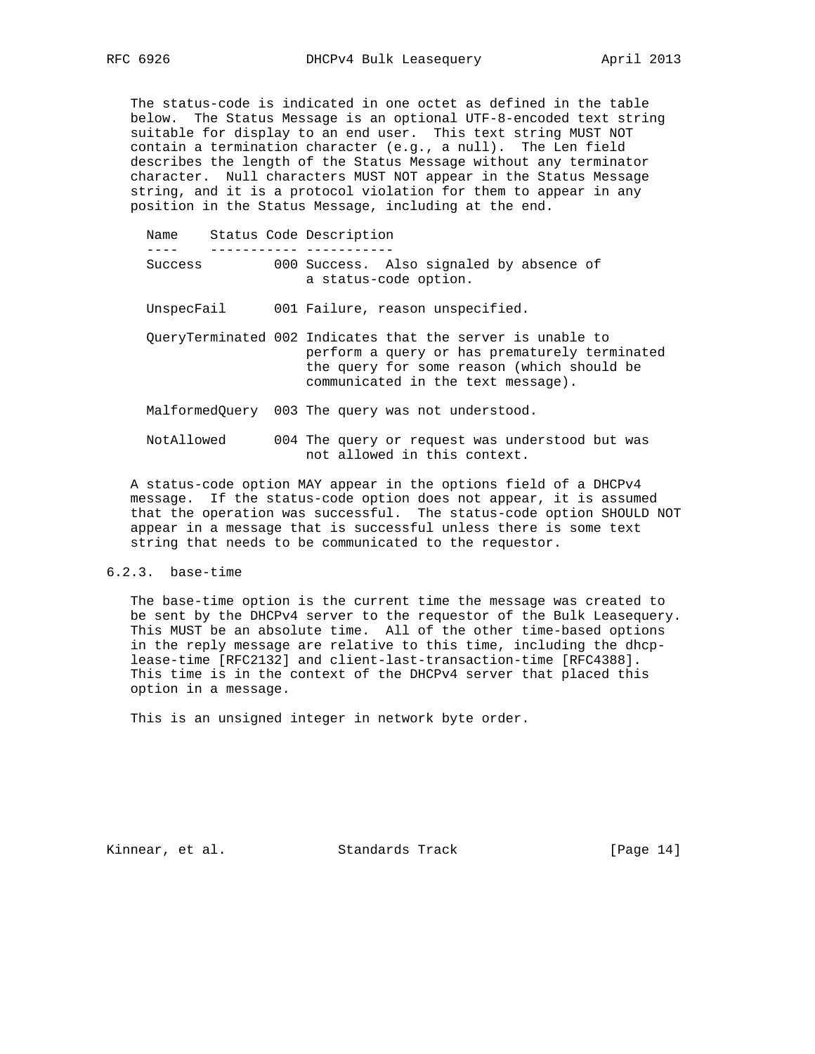The status-code is indicated in one octet as defined in the table below. The Status Message is an optional UTF-8-encoded text string suitable for display to an end user. This text string MUST NOT contain a termination character (e.g., a null). The Len field describes the length of the Status Message without any terminator character. Null characters MUST NOT appear in the Status Message string, and it is a protocol violation for them to appear in any position in the Status Message, including at the end.

| Name | Status Code | Description |
| --- | --- | --- |
| Success | 000 | Success. Also signaled by absence of a status-code option. |
| UnspecFail | 001 | Failure, reason unspecified. |
| QueryTerminated | 002 | Indicates that the server is unable to perform a query or has prematurely terminated the query for some reason (which should be communicated in the text message). |
| MalformedQuery | 003 | The query was not understood. |
| NotAllowed | 004 | The query or request was understood but was not allowed in this context. |

A status-code option MAY appear in the options field of a DHCPv4 message. If the status-code option does not appear, it is assumed that the operation was successful. The status-code option SHOULD NOT appear in a message that is successful unless there is some text string that needs to be communicated to the requestor.

### 6.2.3. base-time

The base-time option is the current time the message was created to be sent by the DHCPv4 server to the requestor of the Bulk Leasequery. This MUST be an absolute time. All of the other time-based options in the reply message are relative to this time, including the dhcp-lease-time [RFC2132] and client-last-transaction-time [RFC4388]. This time is in the context of the DHCPv4 server that placed this option in a message.

This is an unsigned integer in network byte order.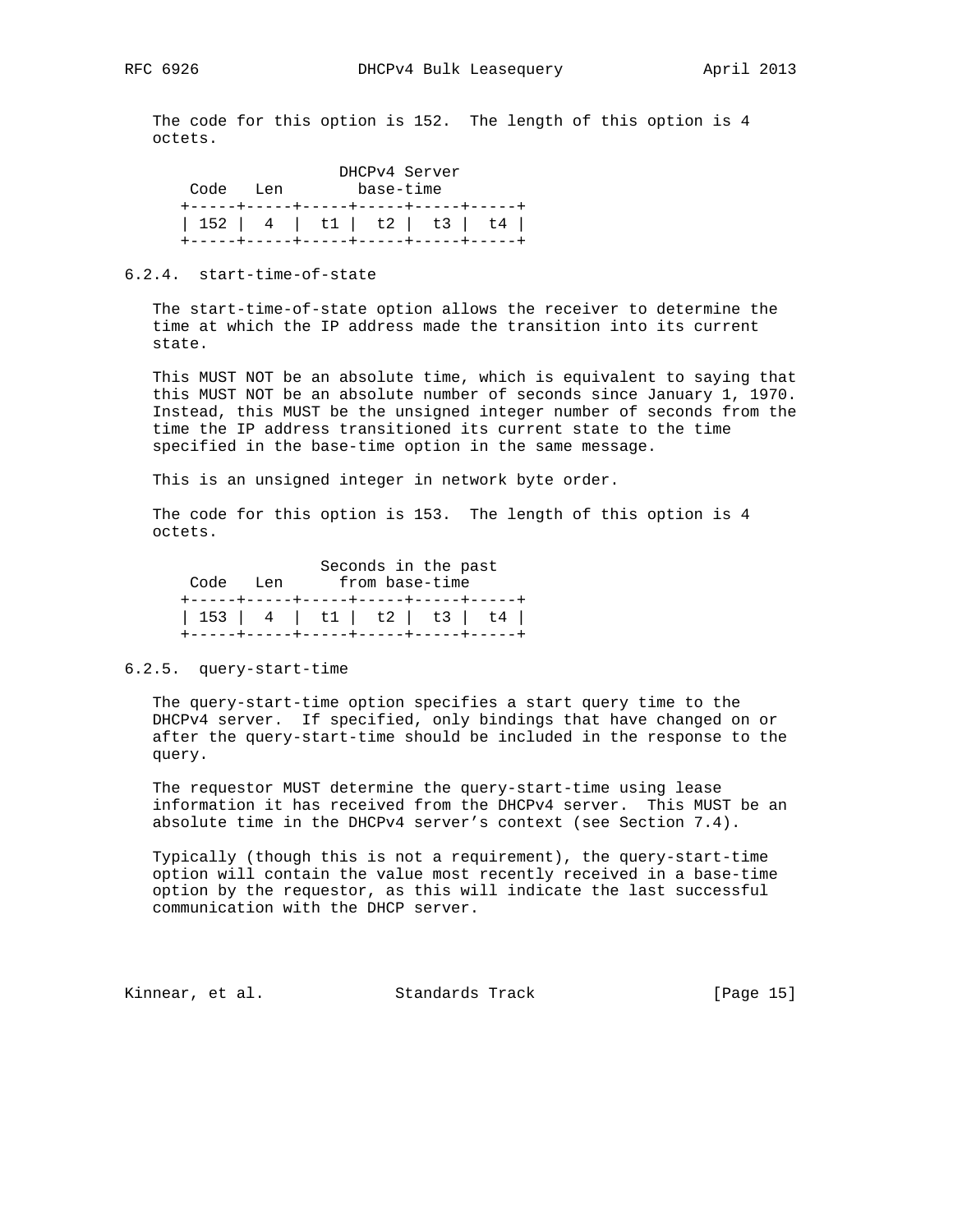The code for this option is 152. The length of this option is 4 octets.

```
                   DHCPv4 Server
    Code   Len       base-time
   +-----+-----+-----+-----+-----+-----+
   | 152 |  4  |  t1 |  t2 |  t3 |  t4 |
   +-----+-----+-----+-----+-----+-----+
```

### 6.2.4. start-time-of-state

The start-time-of-state option allows the receiver to determine the time at which the IP address made the transition into its current state.

This MUST NOT be an absolute time, which is equivalent to saying that this MUST NOT be an absolute number of seconds since January 1, 1970. Instead, this MUST be the unsigned integer number of seconds from the time the IP address transitioned its current state to the time specified in the base-time option in the same message.

This is an unsigned integer in network byte order.

The code for this option is 153. The length of this option is 4 octets.

```
                 Seconds in the past
    Code   Len      from base-time
   +-----+-----+-----+-----+-----+-----+
   | 153 |  4  |  t1 |  t2 |  t3 |  t4 |
   +-----+-----+-----+-----+-----+-----+
```

### 6.2.5. query-start-time

The query-start-time option specifies a start query time to the DHCPv4 server. If specified, only bindings that have changed on or after the query-start-time should be included in the response to the query.

The requestor MUST determine the query-start-time using lease information it has received from the DHCPv4 server. This MUST be an absolute time in the DHCPv4 server's context (see Section 7.4).

Typically (though this is not a requirement), the query-start-time option will contain the value most recently received in a base-time option by the requestor, as this will indicate the last successful communication with the DHCP server.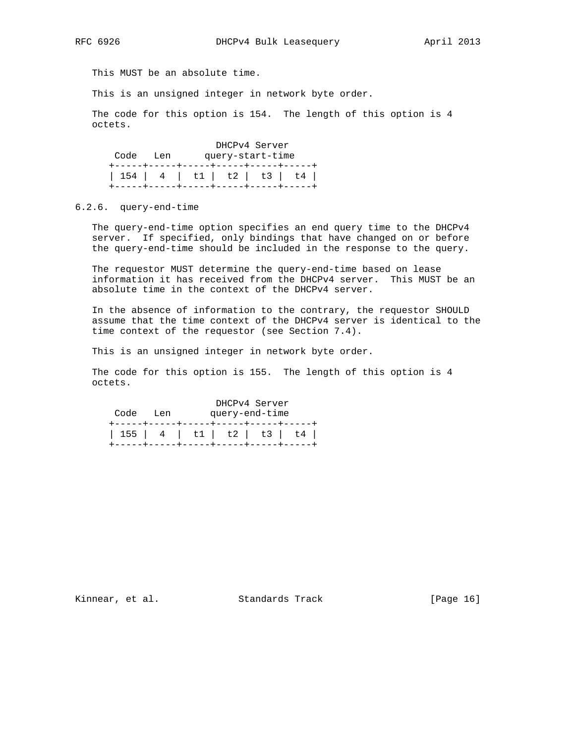This MUST be an absolute time.

This is an unsigned integer in network byte order.

The code for this option is 154. The length of this option is 4 octets.

```
                     DHCPv4 Server
   Code   Len      query-start-time
  +-----+-----+-----+-----+-----+-----+
  | 154 |  4  |  t1 |  t2 |  t3 |  t4 |
  +-----+-----+-----+-----+-----+-----+
```

### 6.2.6. query-end-time

The query-end-time option specifies an end query time to the DHCPv4 server. If specified, only bindings that have changed on or before the query-end-time should be included in the response to the query.

The requestor MUST determine the query-end-time based on lease information it has received from the DHCPv4 server. This MUST be an absolute time in the context of the DHCPv4 server.

In the absence of information to the contrary, the requestor SHOULD assume that the time context of the DHCPv4 server is identical to the time context of the requestor (see Section 7.4).

This is an unsigned integer in network byte order.

The code for this option is 155. The length of this option is 4 octets.

```
                     DHCPv4 Server
   Code   Len       query-end-time
  +-----+-----+-----+-----+-----+-----+
  | 155 |  4  |  t1 |  t2 |  t3 |  t4 |
  +-----+-----+-----+-----+-----+-----+
```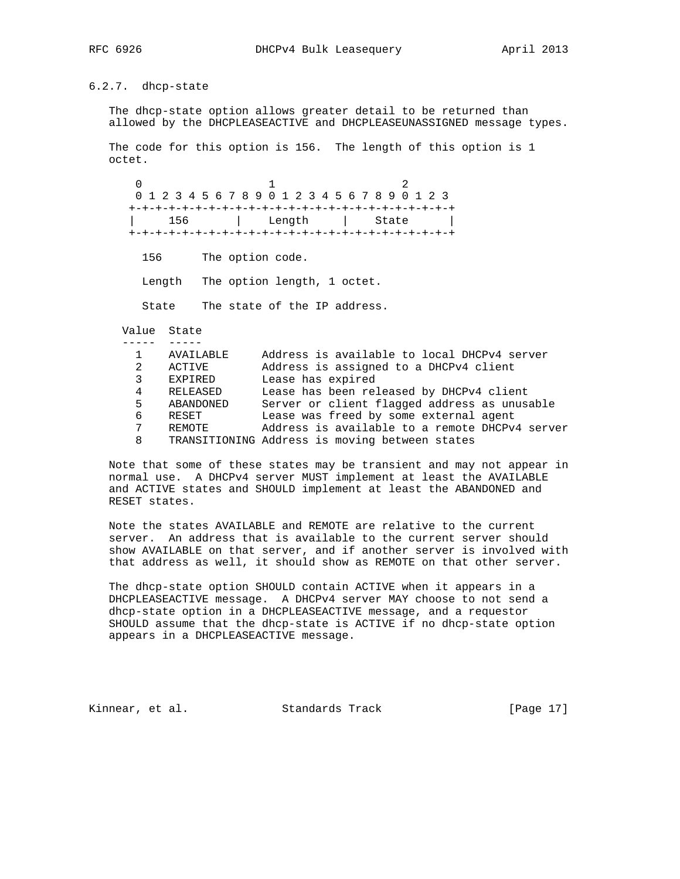### 6.2.7. dhcp-state

The dhcp-state option allows greater detail to be returned than allowed by the DHCPLEASEACTIVE and DHCPLEASEUNASSIGNED message types.

The code for this option is 156. The length of this option is 1 octet.

```
 0                   1                   2
 0 1 2 3 4 5 6 7 8 9 0 1 2 3 4 5 6 7 8 9 0 1 2 3
+-+-+-+-+-+-+-+-+-+-+-+-+-+-+-+-+-+-+-+-+-+-+-+-+
|     156       |    Length     |    State      |
+-+-+-+-+-+-+-+-+-+-+-+-+-+-+-+-+-+-+-+-+-+-+-+-+
```

156 The option code.

Length The option length, 1 octet.

State The state of the IP address.

| Value | State | |
|---|---|---|
| 1 | AVAILABLE | Address is available to local DHCPv4 server |
| 2 | ACTIVE | Address is assigned to a DHCPv4 client |
| 3 | EXPIRED | Lease has expired |
| 4 | RELEASED | Lease has been released by DHCPv4 client |
| 5 | ABANDONED | Server or client flagged address as unusable |
| 6 | RESET | Lease was freed by some external agent |
| 7 | REMOTE | Address is available to a remote DHCPv4 server |
| 8 | TRANSITIONING | Address is moving between states |

Note that some of these states may be transient and may not appear in normal use. A DHCPv4 server MUST implement at least the AVAILABLE and ACTIVE states and SHOULD implement at least the ABANDONED and RESET states.

Note the states AVAILABLE and REMOTE are relative to the current server. An address that is available to the current server should show AVAILABLE on that server, and if another server is involved with that address as well, it should show as REMOTE on that other server.

The dhcp-state option SHOULD contain ACTIVE when it appears in a DHCPLEASEACTIVE message. A DHCPv4 server MAY choose to not send a dhcp-state option in a DHCPLEASEACTIVE message, and a requestor SHOULD assume that the dhcp-state is ACTIVE if no dhcp-state option appears in a DHCPLEASEACTIVE message.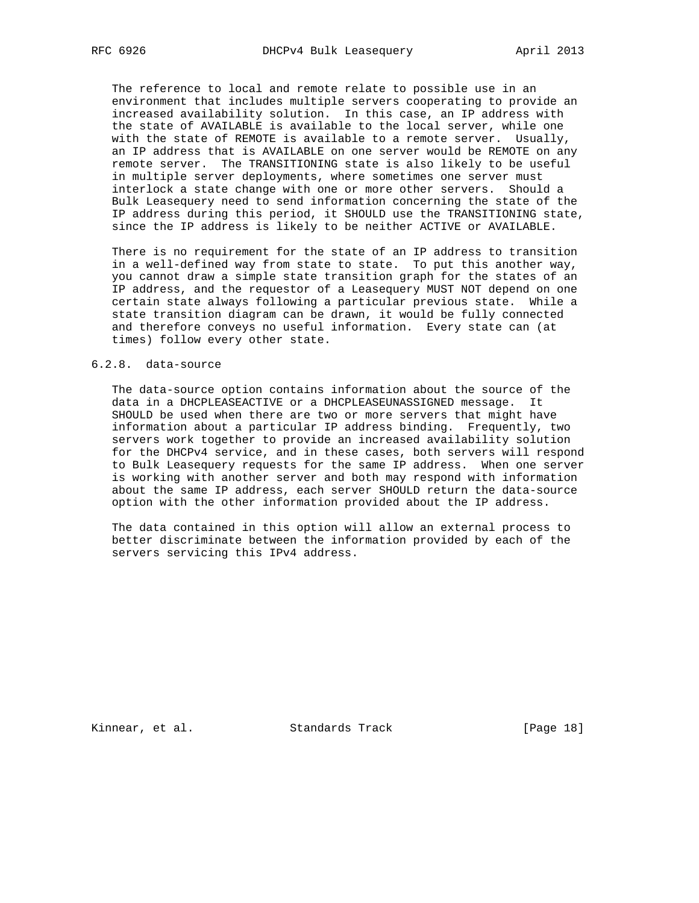The reference to local and remote relate to possible use in an environment that includes multiple servers cooperating to provide an increased availability solution. In this case, an IP address with the state of AVAILABLE is available to the local server, while one with the state of REMOTE is available to a remote server. Usually, an IP address that is AVAILABLE on one server would be REMOTE on any remote server. The TRANSITIONING state is also likely to be useful in multiple server deployments, where sometimes one server must interlock a state change with one or more other servers. Should a Bulk Leasequery need to send information concerning the state of the IP address during this period, it SHOULD use the TRANSITIONING state, since the IP address is likely to be neither ACTIVE or AVAILABLE.

There is no requirement for the state of an IP address to transition in a well-defined way from state to state. To put this another way, you cannot draw a simple state transition graph for the states of an IP address, and the requestor of a Leasequery MUST NOT depend on one certain state always following a particular previous state. While a state transition diagram can be drawn, it would be fully connected and therefore conveys no useful information. Every state can (at times) follow every other state.

#### 6.2.8. data-source

The data-source option contains information about the source of the data in a DHCPLEASEACTIVE or a DHCPLEASEUNASSIGNED message. It SHOULD be used when there are two or more servers that might have information about a particular IP address binding. Frequently, two servers work together to provide an increased availability solution for the DHCPv4 service, and in these cases, both servers will respond to Bulk Leasequery requests for the same IP address. When one server is working with another server and both may respond with information about the same IP address, each server SHOULD return the data-source option with the other information provided about the IP address.

The data contained in this option will allow an external process to better discriminate between the information provided by each of the servers servicing this IPv4 address.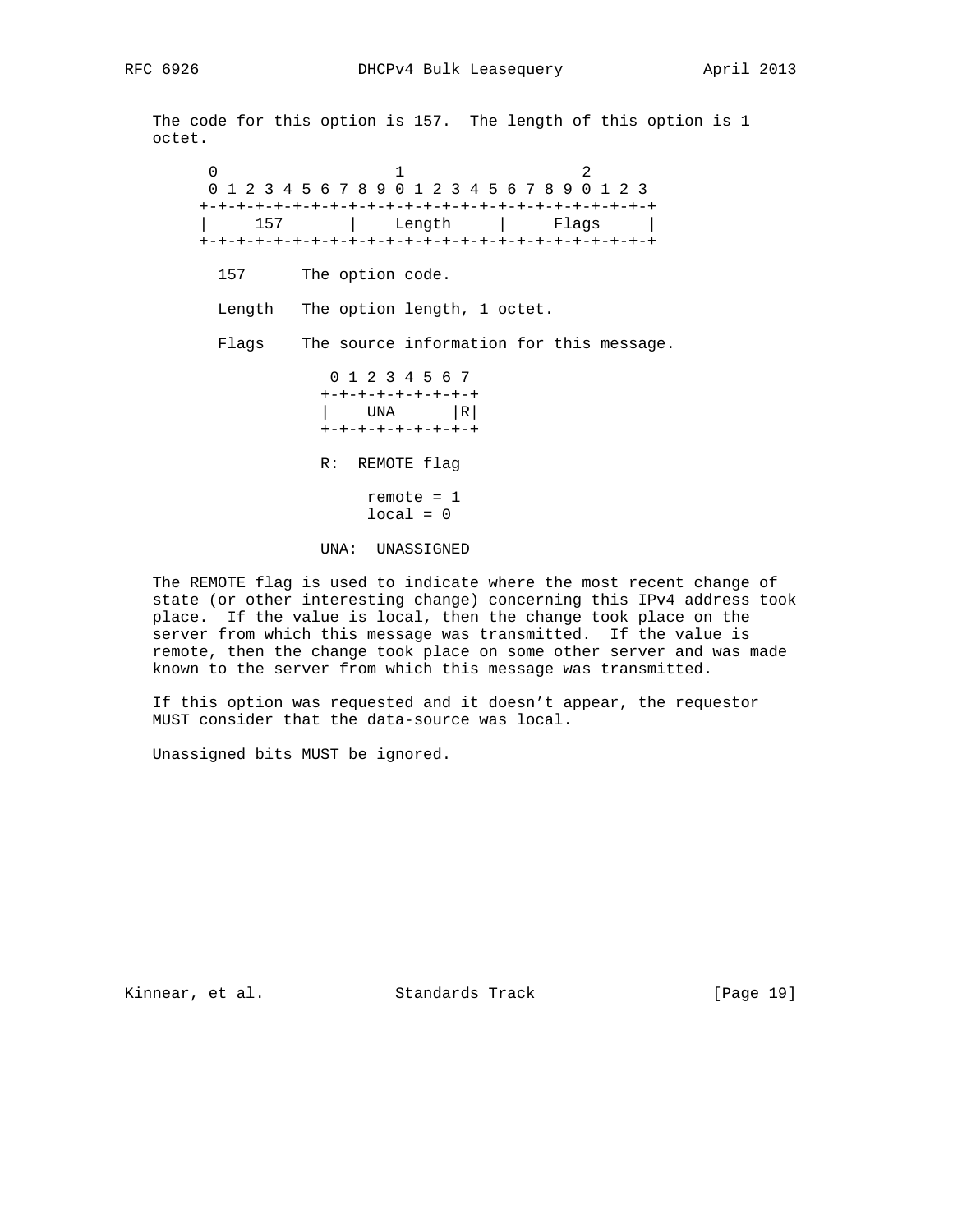The code for this option is 157. The length of this option is 1 octet.

```
 0                   1                   2
 0 1 2 3 4 5 6 7 8 9 0 1 2 3 4 5 6 7 8 9 0 1 2 3
+-+-+-+-+-+-+-+-+-+-+-+-+-+-+-+-+-+-+-+-+-+-+-+-+
|     157       |    Length     |     Flags     |
+-+-+-+-+-+-+-+-+-+-+-+-+-+-+-+-+-+-+-+-+-+-+-+-+

  157      The option code.

  Length   The option length, 1 octet.

  Flags    The source information for this message.

              0 1 2 3 4 5 6 7
             +-+-+-+-+-+-+-+-+
             |    UNA      |R|
             +-+-+-+-+-+-+-+-+

             R:  REMOTE flag

                  remote = 1
                  local = 0

             UNA:  UNASSIGNED
```

The REMOTE flag is used to indicate where the most recent change of state (or other interesting change) concerning this IPv4 address took place. If the value is local, then the change took place on the server from which this message was transmitted. If the value is remote, then the change took place on some other server and was made known to the server from which this message was transmitted.

If this option was requested and it doesn't appear, the requestor MUST consider that the data-source was local.

Unassigned bits MUST be ignored.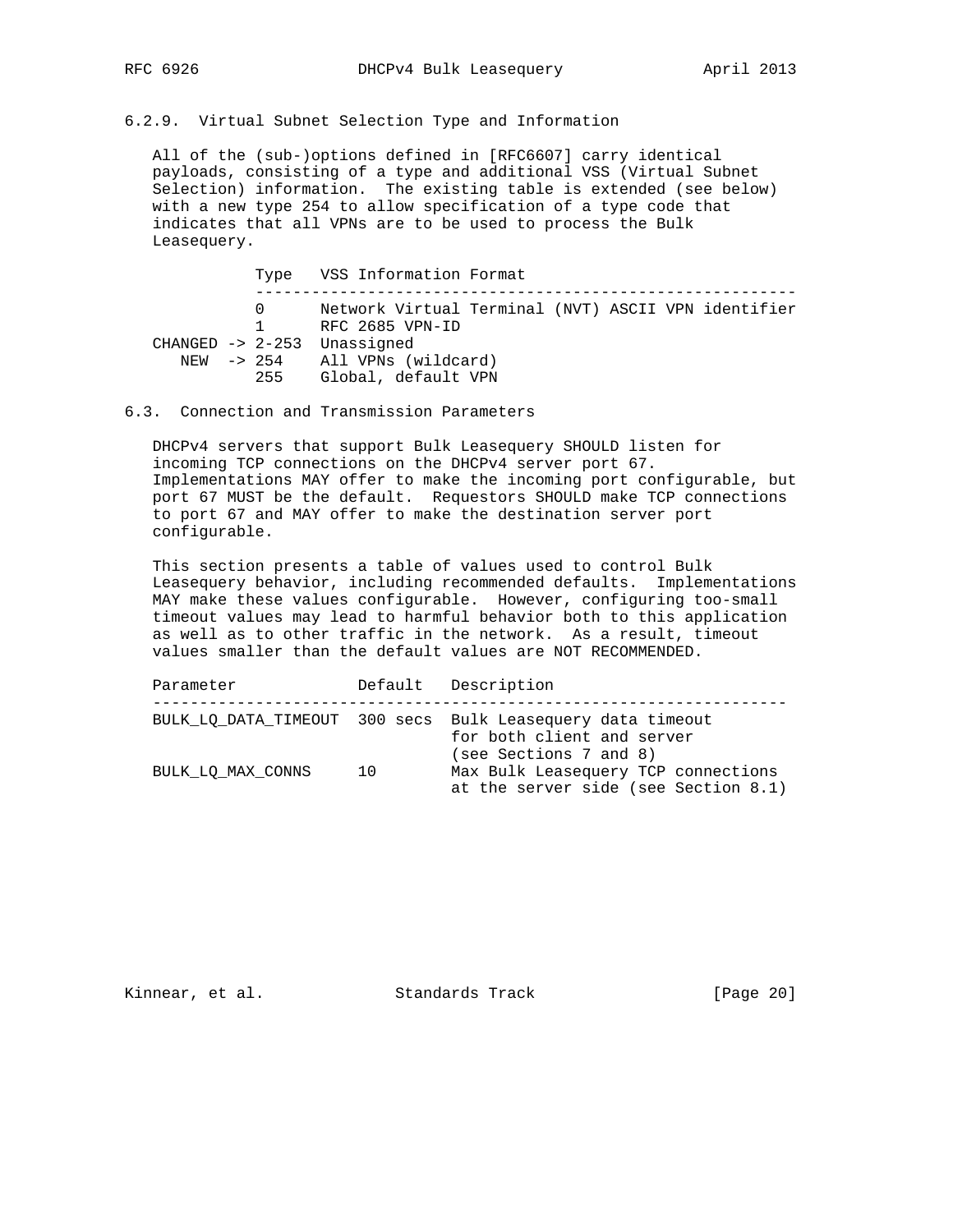### 6.2.9. Virtual Subnet Selection Type and Information

All of the (sub-)options defined in [RFC6607] carry identical payloads, consisting of a type and additional VSS (Virtual Subnet Selection) information. The existing table is extended (see below) with a new type 254 to allow specification of a type code that indicates that all VPNs are to be used to process the Bulk Leasequery.

```
           Type   VSS Information Format
           ----------------------------------------------------------
           0      Network Virtual Terminal (NVT) ASCII VPN identifier
           1      RFC 2685 VPN-ID
CHANGED -> 2-253  Unassigned
   NEW  -> 254    All VPNs (wildcard)
           255    Global, default VPN
```

## 6.3. Connection and Transmission Parameters

DHCPv4 servers that support Bulk Leasequery SHOULD listen for incoming TCP connections on the DHCPv4 server port 67. Implementations MAY offer to make the incoming port configurable, but port 67 MUST be the default. Requestors SHOULD make TCP connections to port 67 and MAY offer to make the destination server port configurable.

This section presents a table of values used to control Bulk Leasequery behavior, including recommended defaults. Implementations MAY make these values configurable. However, configuring too-small timeout values may lead to harmful behavior both to this application as well as to other traffic in the network. As a result, timeout values smaller than the default values are NOT RECOMMENDED.

| Parameter | Default | Description |
|---|---|---|
| BULK_LQ_DATA_TIMEOUT | 300 secs | Bulk Leasequery data timeout for both client and server (see Sections 7 and 8) |
| BULK_LQ_MAX_CONNS | 10 | Max Bulk Leasequery TCP connections at the server side (see Section 8.1) |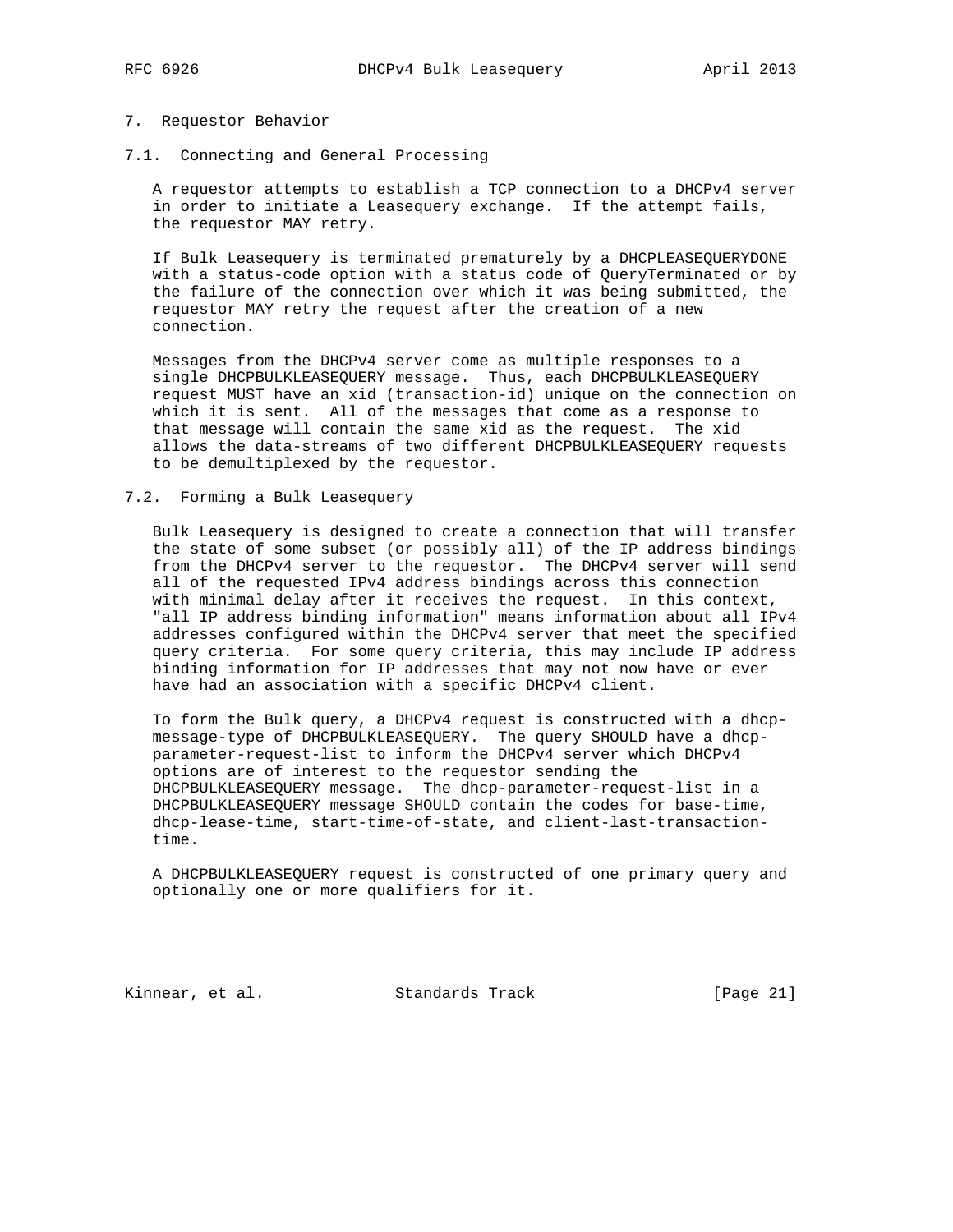# 7. Requestor Behavior

## 7.1. Connecting and General Processing

A requestor attempts to establish a TCP connection to a DHCPv4 server in order to initiate a Leasequery exchange. If the attempt fails, the requestor MAY retry.

If Bulk Leasequery is terminated prematurely by a DHCPLEASEQUERYDONE with a status-code option with a status code of QueryTerminated or by the failure of the connection over which it was being submitted, the requestor MAY retry the request after the creation of a new connection.

Messages from the DHCPv4 server come as multiple responses to a single DHCPBULKLEASEQUERY message. Thus, each DHCPBULKLEASEQUERY request MUST have an xid (transaction-id) unique on the connection on which it is sent. All of the messages that come as a response to that message will contain the same xid as the request. The xid allows the data-streams of two different DHCPBULKLEASEQUERY requests to be demultiplexed by the requestor.

## 7.2. Forming a Bulk Leasequery

Bulk Leasequery is designed to create a connection that will transfer the state of some subset (or possibly all) of the IP address bindings from the DHCPv4 server to the requestor. The DHCPv4 server will send all of the requested IPv4 address bindings across this connection with minimal delay after it receives the request. In this context, "all IP address binding information" means information about all IPv4 addresses configured within the DHCPv4 server that meet the specified query criteria. For some query criteria, this may include IP address binding information for IP addresses that may not now have or ever have had an association with a specific DHCPv4 client.

To form the Bulk query, a DHCPv4 request is constructed with a dhcp-message-type of DHCPBULKLEASEQUERY. The query SHOULD have a dhcp-parameter-request-list to inform the DHCPv4 server which DHCPv4 options are of interest to the requestor sending the DHCPBULKLEASEQUERY message. The dhcp-parameter-request-list in a DHCPBULKLEASEQUERY message SHOULD contain the codes for base-time, dhcp-lease-time, start-time-of-state, and client-last-transaction-time.

A DHCPBULKLEASEQUERY request is constructed of one primary query and optionally one or more qualifiers for it.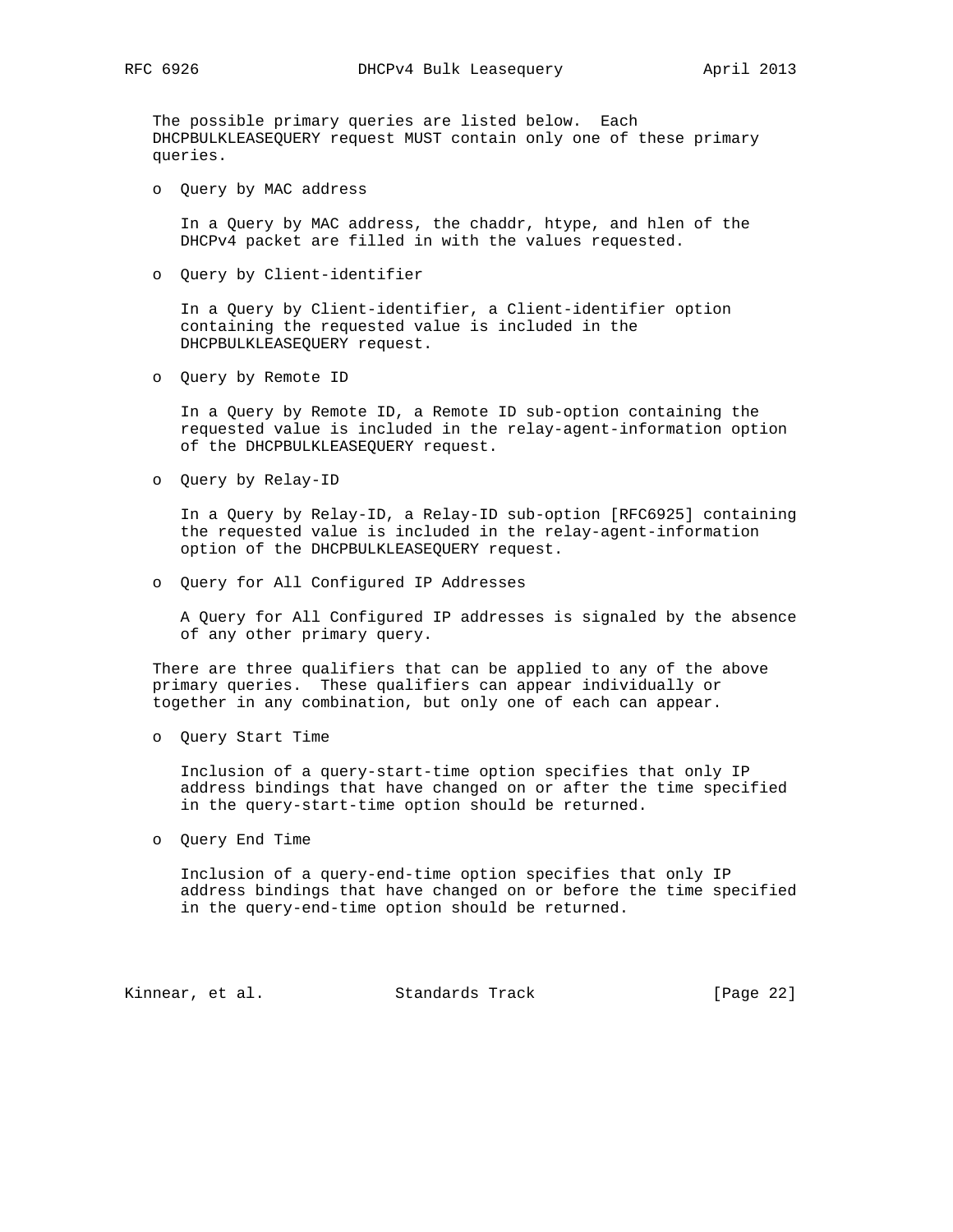The possible primary queries are listed below. Each DHCPBULKLEASEQUERY request MUST contain only one of these primary queries.

- Query by MAC address

  In a Query by MAC address, the chaddr, htype, and hlen of the DHCPv4 packet are filled in with the values requested.

- Query by Client-identifier

  In a Query by Client-identifier, a Client-identifier option containing the requested value is included in the DHCPBULKLEASEQUERY request.

- Query by Remote ID

  In a Query by Remote ID, a Remote ID sub-option containing the requested value is included in the relay-agent-information option of the DHCPBULKLEASEQUERY request.

- Query by Relay-ID

  In a Query by Relay-ID, a Relay-ID sub-option [RFC6925] containing the requested value is included in the relay-agent-information option of the DHCPBULKLEASEQUERY request.

- Query for All Configured IP Addresses

  A Query for All Configured IP addresses is signaled by the absence of any other primary query.

There are three qualifiers that can be applied to any of the above primary queries. These qualifiers can appear individually or together in any combination, but only one of each can appear.

- Query Start Time

  Inclusion of a query-start-time option specifies that only IP address bindings that have changed on or after the time specified in the query-start-time option should be returned.

- Query End Time

  Inclusion of a query-end-time option specifies that only IP address bindings that have changed on or before the time specified in the query-end-time option should be returned.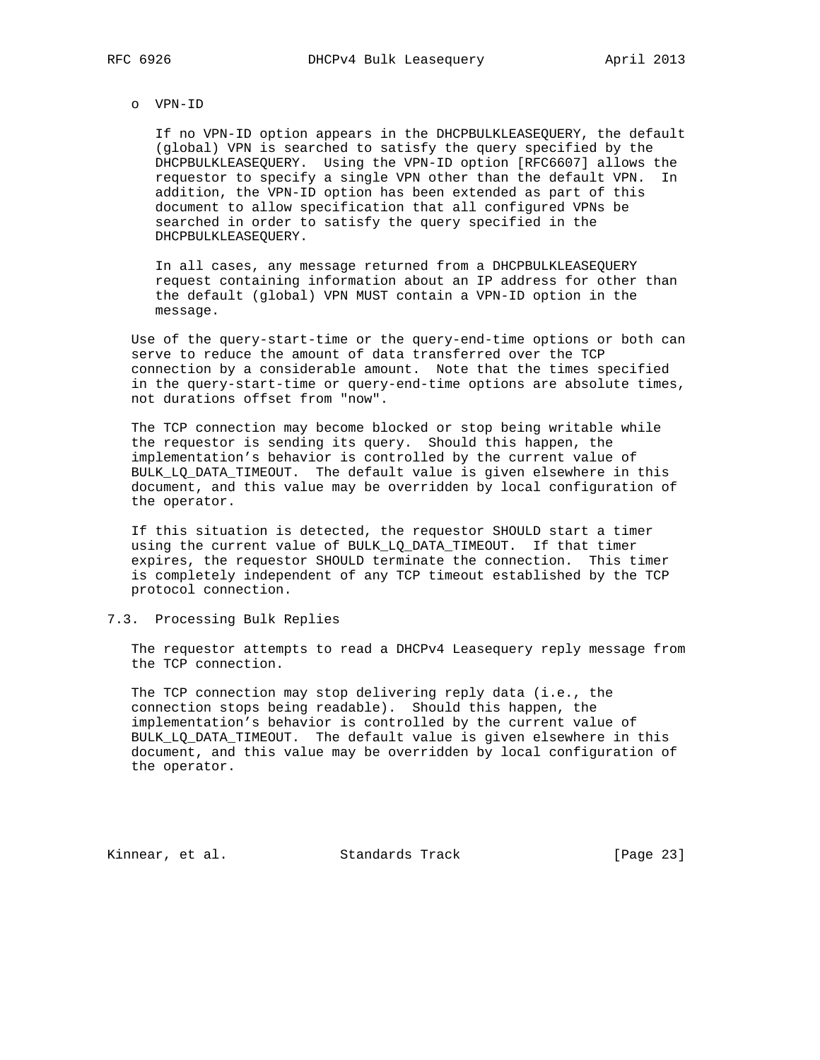- VPN-ID

  If no VPN-ID option appears in the DHCPBULKLEASEQUERY, the default (global) VPN is searched to satisfy the query specified by the DHCPBULKLEASEQUERY. Using the VPN-ID option [RFC6607] allows the requestor to specify a single VPN other than the default VPN. In addition, the VPN-ID option has been extended as part of this document to allow specification that all configured VPNs be searched in order to satisfy the query specified in the DHCPBULKLEASEQUERY.

  In all cases, any message returned from a DHCPBULKLEASEQUERY request containing information about an IP address for other than the default (global) VPN MUST contain a VPN-ID option in the message.

Use of the query-start-time or the query-end-time options or both can serve to reduce the amount of data transferred over the TCP connection by a considerable amount. Note that the times specified in the query-start-time or query-end-time options are absolute times, not durations offset from "now".

The TCP connection may become blocked or stop being writable while the requestor is sending its query. Should this happen, the implementation's behavior is controlled by the current value of BULK_LQ_DATA_TIMEOUT. The default value is given elsewhere in this document, and this value may be overridden by local configuration of the operator.

If this situation is detected, the requestor SHOULD start a timer using the current value of BULK_LQ_DATA_TIMEOUT. If that timer expires, the requestor SHOULD terminate the connection. This timer is completely independent of any TCP timeout established by the TCP protocol connection.

### 7.3. Processing Bulk Replies

The requestor attempts to read a DHCPv4 Leasequery reply message from the TCP connection.

The TCP connection may stop delivering reply data (i.e., the connection stops being readable). Should this happen, the implementation's behavior is controlled by the current value of BULK_LQ_DATA_TIMEOUT. The default value is given elsewhere in this document, and this value may be overridden by local configuration of the operator.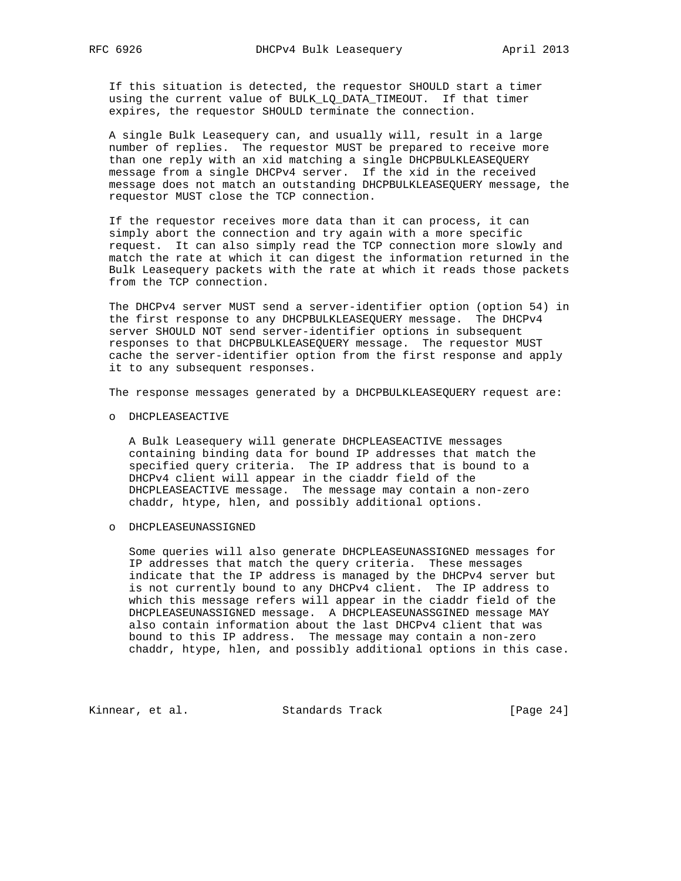If this situation is detected, the requestor SHOULD start a timer using the current value of BULK_LQ_DATA_TIMEOUT. If that timer expires, the requestor SHOULD terminate the connection.

A single Bulk Leasequery can, and usually will, result in a large number of replies. The requestor MUST be prepared to receive more than one reply with an xid matching a single DHCPBULKLEASEQUERY message from a single DHCPv4 server. If the xid in the received message does not match an outstanding DHCPBULKLEASEQUERY message, the requestor MUST close the TCP connection.

If the requestor receives more data than it can process, it can simply abort the connection and try again with a more specific request. It can also simply read the TCP connection more slowly and match the rate at which it can digest the information returned in the Bulk Leasequery packets with the rate at which it reads those packets from the TCP connection.

The DHCPv4 server MUST send a server-identifier option (option 54) in the first response to any DHCPBULKLEASEQUERY message. The DHCPv4 server SHOULD NOT send server-identifier options in subsequent responses to that DHCPBULKLEASEQUERY message. The requestor MUST cache the server-identifier option from the first response and apply it to any subsequent responses.

The response messages generated by a DHCPBULKLEASEQUERY request are:

- DHCPLEASEACTIVE

  A Bulk Leasequery will generate DHCPLEASEACTIVE messages containing binding data for bound IP addresses that match the specified query criteria. The IP address that is bound to a DHCPv4 client will appear in the ciaddr field of the DHCPLEASEACTIVE message. The message may contain a non-zero chaddr, htype, hlen, and possibly additional options.

- DHCPLEASEUNASSIGNED

  Some queries will also generate DHCPLEASEUNASSIGNED messages for IP addresses that match the query criteria. These messages indicate that the IP address is managed by the DHCPv4 server but is not currently bound to any DHCPv4 client. The IP address to which this message refers will appear in the ciaddr field of the DHCPLEASEUNASSIGNED message. A DHCPLEASEUNASSGINED message MAY also contain information about the last DHCPv4 client that was bound to this IP address. The message may contain a non-zero chaddr, htype, hlen, and possibly additional options in this case.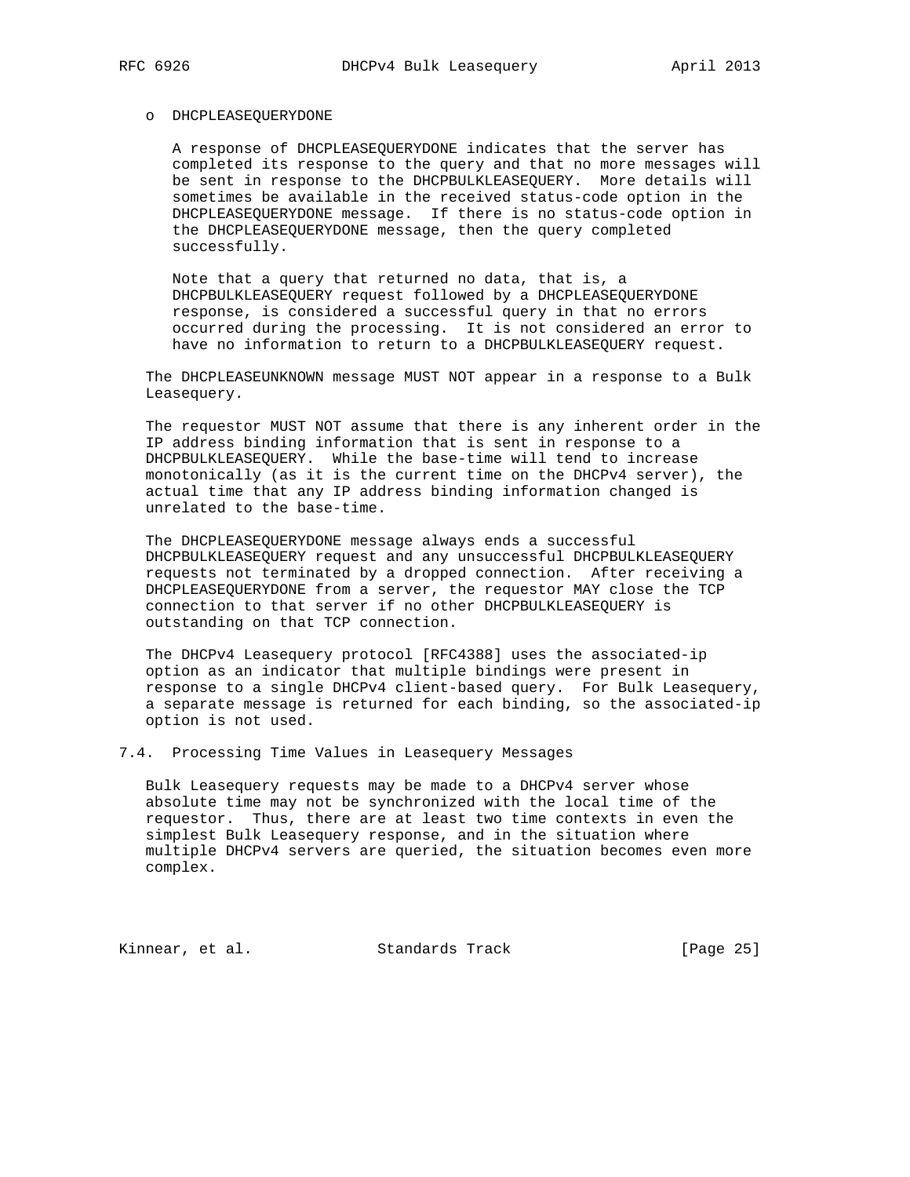- DHCPLEASEQUERYDONE

  A response of DHCPLEASEQUERYDONE indicates that the server has completed its response to the query and that no more messages will be sent in response to the DHCPBULKLEASEQUERY. More details will sometimes be available in the received status-code option in the DHCPLEASEQUERYDONE message. If there is no status-code option in the DHCPLEASEQUERYDONE message, then the query completed successfully.

  Note that a query that returned no data, that is, a DHCPBULKLEASEQUERY request followed by a DHCPLEASEQUERYDONE response, is considered a successful query in that no errors occurred during the processing. It is not considered an error to have no information to return to a DHCPBULKLEASEQUERY request.

The DHCPLEASEUNKNOWN message MUST NOT appear in a response to a Bulk Leasequery.

The requestor MUST NOT assume that there is any inherent order in the IP address binding information that is sent in response to a DHCPBULKLEASEQUERY. While the base-time will tend to increase monotonically (as it is the current time on the DHCPv4 server), the actual time that any IP address binding information changed is unrelated to the base-time.

The DHCPLEASEQUERYDONE message always ends a successful DHCPBULKLEASEQUERY request and any unsuccessful DHCPBULKLEASEQUERY requests not terminated by a dropped connection. After receiving a DHCPLEASEQUERYDONE from a server, the requestor MAY close the TCP connection to that server if no other DHCPBULKLEASEQUERY is outstanding on that TCP connection.

The DHCPv4 Leasequery protocol [RFC4388] uses the associated-ip option as an indicator that multiple bindings were present in response to a single DHCPv4 client-based query. For Bulk Leasequery, a separate message is returned for each binding, so the associated-ip option is not used.

### 7.4. Processing Time Values in Leasequery Messages

Bulk Leasequery requests may be made to a DHCPv4 server whose absolute time may not be synchronized with the local time of the requestor. Thus, there are at least two time contexts in even the simplest Bulk Leasequery response, and in the situation where multiple DHCPv4 servers are queried, the situation becomes even more complex.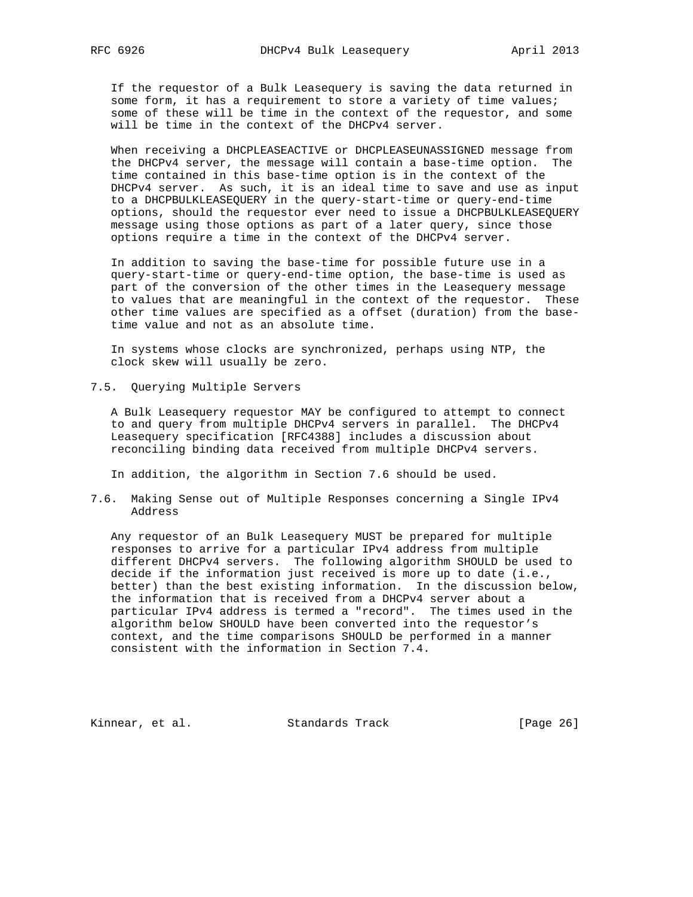If the requestor of a Bulk Leasequery is saving the data returned in some form, it has a requirement to store a variety of time values; some of these will be time in the context of the requestor, and some will be time in the context of the DHCPv4 server.

When receiving a DHCPLEASEACTIVE or DHCPLEASEUNASSIGNED message from the DHCPv4 server, the message will contain a base-time option. The time contained in this base-time option is in the context of the DHCPv4 server. As such, it is an ideal time to save and use as input to a DHCPBULKLEASEQUERY in the query-start-time or query-end-time options, should the requestor ever need to issue a DHCPBULKLEASEQUERY message using those options as part of a later query, since those options require a time in the context of the DHCPv4 server.

In addition to saving the base-time for possible future use in a query-start-time or query-end-time option, the base-time is used as part of the conversion of the other times in the Leasequery message to values that are meaningful in the context of the requestor. These other time values are specified as a offset (duration) from the base-time value and not as an absolute time.

In systems whose clocks are synchronized, perhaps using NTP, the clock skew will usually be zero.

### 7.5. Querying Multiple Servers

A Bulk Leasequery requestor MAY be configured to attempt to connect to and query from multiple DHCPv4 servers in parallel. The DHCPv4 Leasequery specification [RFC4388] includes a discussion about reconciling binding data received from multiple DHCPv4 servers.

In addition, the algorithm in Section 7.6 should be used.

### 7.6. Making Sense out of Multiple Responses concerning a Single IPv4 Address

Any requestor of an Bulk Leasequery MUST be prepared for multiple responses to arrive for a particular IPv4 address from multiple different DHCPv4 servers. The following algorithm SHOULD be used to decide if the information just received is more up to date (i.e., better) than the best existing information. In the discussion below, the information that is received from a DHCPv4 server about a particular IPv4 address is termed a "record". The times used in the algorithm below SHOULD have been converted into the requestor's context, and the time comparisons SHOULD be performed in a manner consistent with the information in Section 7.4.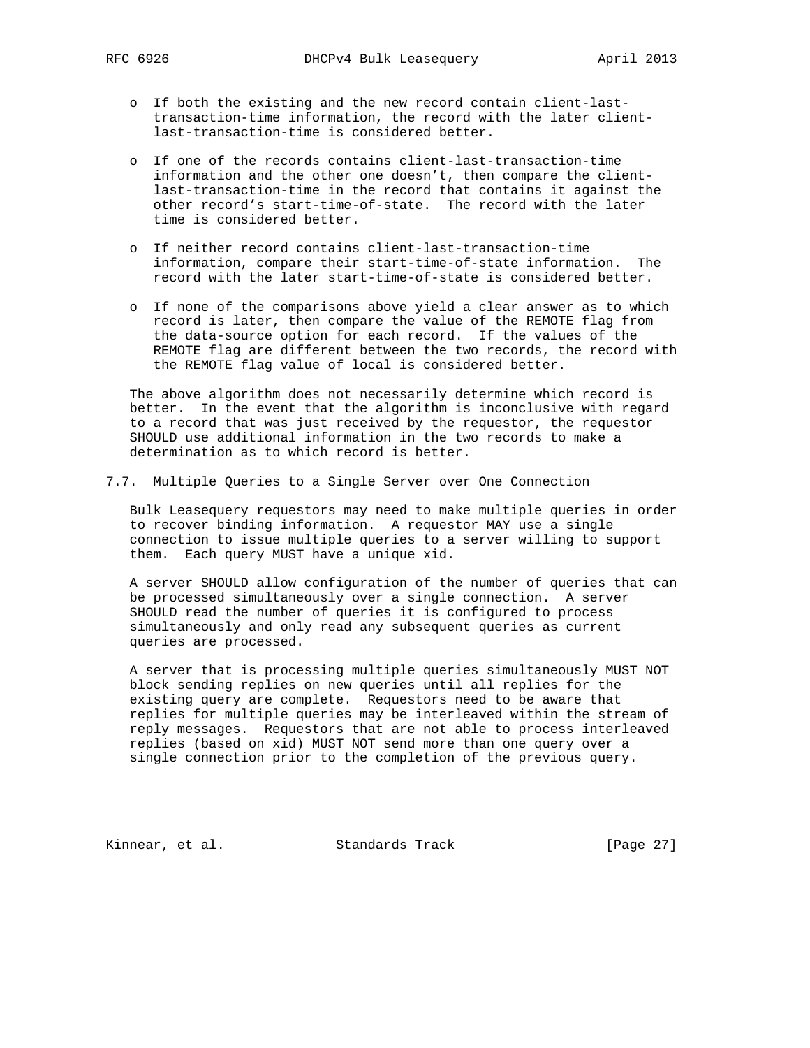- If both the existing and the new record contain client-last-transaction-time information, the record with the later client-last-transaction-time is considered better.

- If one of the records contains client-last-transaction-time information and the other one doesn't, then compare the client-last-transaction-time in the record that contains it against the other record's start-time-of-state. The record with the later time is considered better.

- If neither record contains client-last-transaction-time information, compare their start-time-of-state information. The record with the later start-time-of-state is considered better.

- If none of the comparisons above yield a clear answer as to which record is later, then compare the value of the REMOTE flag from the data-source option for each record. If the values of the REMOTE flag are different between the two records, the record with the REMOTE flag value of local is considered better.

The above algorithm does not necessarily determine which record is better. In the event that the algorithm is inconclusive with regard to a record that was just received by the requestor, the requestor SHOULD use additional information in the two records to make a determination as to which record is better.

## 7.7. Multiple Queries to a Single Server over One Connection

Bulk Leasequery requestors may need to make multiple queries in order to recover binding information. A requestor MAY use a single connection to issue multiple queries to a server willing to support them. Each query MUST have a unique xid.

A server SHOULD allow configuration of the number of queries that can be processed simultaneously over a single connection. A server SHOULD read the number of queries it is configured to process simultaneously and only read any subsequent queries as current queries are processed.

A server that is processing multiple queries simultaneously MUST NOT block sending replies on new queries until all replies for the existing query are complete. Requestors need to be aware that replies for multiple queries may be interleaved within the stream of reply messages. Requestors that are not able to process interleaved replies (based on xid) MUST NOT send more than one query over a single connection prior to the completion of the previous query.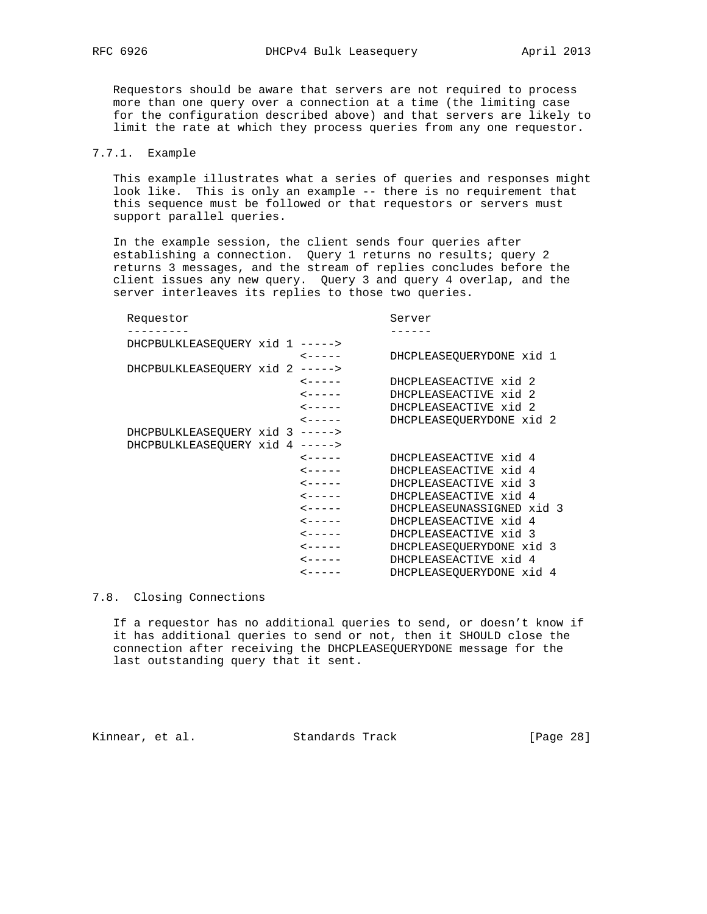Requestors should be aware that servers are not required to process more than one query over a connection at a time (the limiting case for the configuration described above) and that servers are likely to limit the rate at which they process queries from any one requestor.

### 7.7.1. Example

This example illustrates what a series of queries and responses might look like. This is only an example -- there is no requirement that this sequence must be followed or that requestors or servers must support parallel queries.

In the example session, the client sends four queries after establishing a connection. Query 1 returns no results; query 2 returns 3 messages, and the stream of replies concludes before the client issues any new query. Query 3 and query 4 overlap, and the server interleaves its replies to those two queries.

```
Requestor                            Server
---------                            ------
DHCPBULKLEASEQUERY xid 1 ----->
                         <-----      DHCPLEASEQUERYDONE xid 1
DHCPBULKLEASEQUERY xid 2 ----->
                         <-----      DHCPLEASEACTIVE xid 2
                         <-----      DHCPLEASEACTIVE xid 2
                         <-----      DHCPLEASEACTIVE xid 2
                         <-----      DHCPLEASEQUERYDONE xid 2
DHCPBULKLEASEQUERY xid 3 ----->
DHCPBULKLEASEQUERY xid 4 ----->
                         <-----      DHCPLEASEACTIVE xid 4
                         <-----      DHCPLEASEACTIVE xid 4
                         <-----      DHCPLEASEACTIVE xid 3
                         <-----      DHCPLEASEACTIVE xid 4
                         <-----      DHCPLEASEUNASSIGNED xid 3
                         <-----      DHCPLEASEACTIVE xid 4
                         <-----      DHCPLEASEACTIVE xid 3
                         <-----      DHCPLEASEQUERYDONE xid 3
                         <-----      DHCPLEASEACTIVE xid 4
                         <-----      DHCPLEASEQUERYDONE xid 4
```

## 7.8. Closing Connections

If a requestor has no additional queries to send, or doesn't know if it has additional queries to send or not, then it SHOULD close the connection after receiving the DHCPLEASEQUERYDONE message for the last outstanding query that it sent.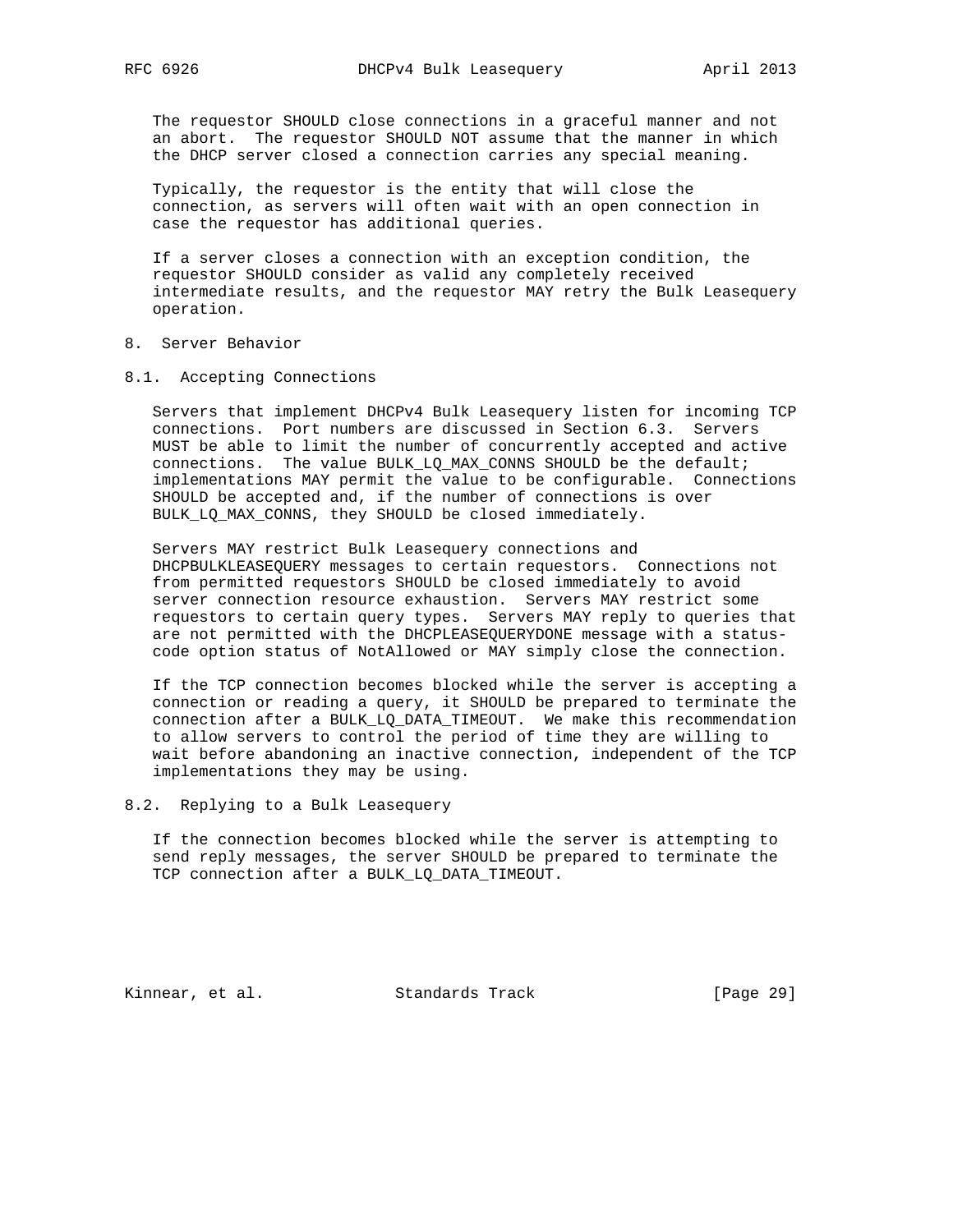The requestor SHOULD close connections in a graceful manner and not an abort. The requestor SHOULD NOT assume that the manner in which the DHCP server closed a connection carries any special meaning.

Typically, the requestor is the entity that will close the connection, as servers will often wait with an open connection in case the requestor has additional queries.

If a server closes a connection with an exception condition, the requestor SHOULD consider as valid any completely received intermediate results, and the requestor MAY retry the Bulk Leasequery operation.

## 8. Server Behavior

### 8.1. Accepting Connections

Servers that implement DHCPv4 Bulk Leasequery listen for incoming TCP connections. Port numbers are discussed in Section 6.3. Servers MUST be able to limit the number of concurrently accepted and active connections. The value BULK_LQ_MAX_CONNS SHOULD be the default; implementations MAY permit the value to be configurable. Connections SHOULD be accepted and, if the number of connections is over BULK_LQ_MAX_CONNS, they SHOULD be closed immediately.

Servers MAY restrict Bulk Leasequery connections and DHCPBULKLEASEQUERY messages to certain requestors. Connections not from permitted requestors SHOULD be closed immediately to avoid server connection resource exhaustion. Servers MAY restrict some requestors to certain query types. Servers MAY reply to queries that are not permitted with the DHCPLEASEQUERYDONE message with a status-code option status of NotAllowed or MAY simply close the connection.

If the TCP connection becomes blocked while the server is accepting a connection or reading a query, it SHOULD be prepared to terminate the connection after a BULK_LQ_DATA_TIMEOUT. We make this recommendation to allow servers to control the period of time they are willing to wait before abandoning an inactive connection, independent of the TCP implementations they may be using.

### 8.2. Replying to a Bulk Leasequery

If the connection becomes blocked while the server is attempting to send reply messages, the server SHOULD be prepared to terminate the TCP connection after a BULK_LQ_DATA_TIMEOUT.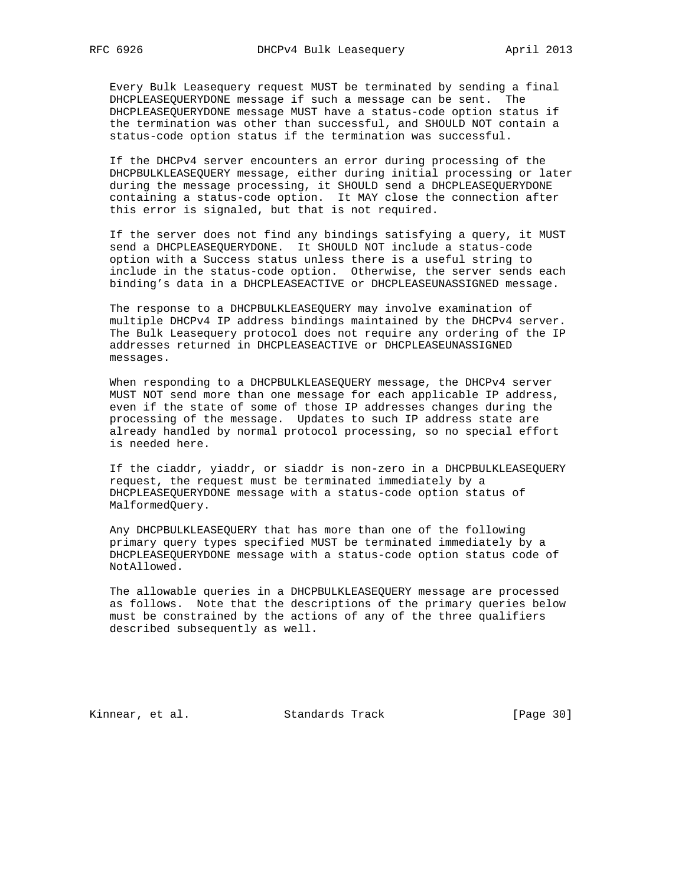Every Bulk Leasequery request MUST be terminated by sending a final DHCPLEASEQUERYDONE message if such a message can be sent. The DHCPLEASEQUERYDONE message MUST have a status-code option status if the termination was other than successful, and SHOULD NOT contain a status-code option status if the termination was successful.

If the DHCPv4 server encounters an error during processing of the DHCPBULKLEASEQUERY message, either during initial processing or later during the message processing, it SHOULD send a DHCPLEASEQUERYDONE containing a status-code option. It MAY close the connection after this error is signaled, but that is not required.

If the server does not find any bindings satisfying a query, it MUST send a DHCPLEASEQUERYDONE. It SHOULD NOT include a status-code option with a Success status unless there is a useful string to include in the status-code option. Otherwise, the server sends each binding's data in a DHCPLEASEACTIVE or DHCPLEASEUNASSIGNED message.

The response to a DHCPBULKLEASEQUERY may involve examination of multiple DHCPv4 IP address bindings maintained by the DHCPv4 server. The Bulk Leasequery protocol does not require any ordering of the IP addresses returned in DHCPLEASEACTIVE or DHCPLEASEUNASSIGNED messages.

When responding to a DHCPBULKLEASEQUERY message, the DHCPv4 server MUST NOT send more than one message for each applicable IP address, even if the state of some of those IP addresses changes during the processing of the message. Updates to such IP address state are already handled by normal protocol processing, so no special effort is needed here.

If the ciaddr, yiaddr, or siaddr is non-zero in a DHCPBULKLEASEQUERY request, the request must be terminated immediately by a DHCPLEASEQUERYDONE message with a status-code option status of MalformedQuery.

Any DHCPBULKLEASEQUERY that has more than one of the following primary query types specified MUST be terminated immediately by a DHCPLEASEQUERYDONE message with a status-code option status code of NotAllowed.

The allowable queries in a DHCPBULKLEASEQUERY message are processed as follows. Note that the descriptions of the primary queries below must be constrained by the actions of any of the three qualifiers described subsequently as well.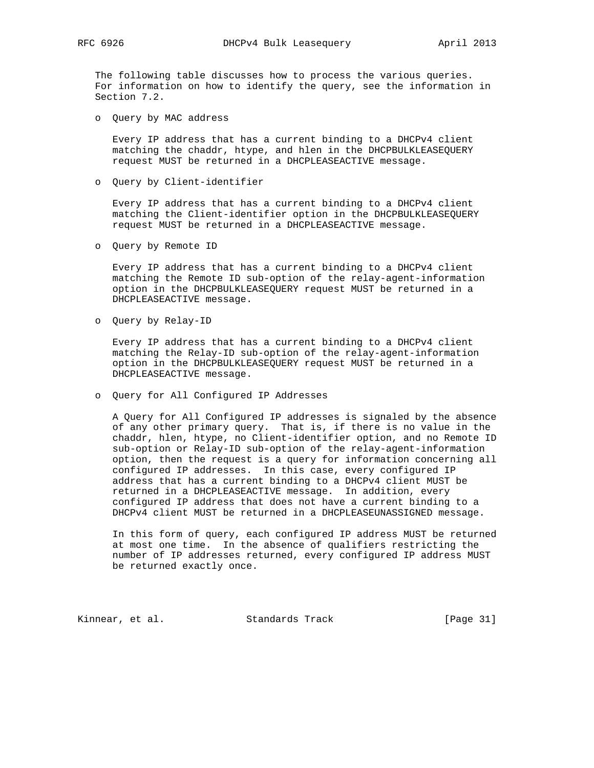The following table discusses how to process the various queries. For information on how to identify the query, see the information in Section 7.2.

- Query by MAC address

  Every IP address that has a current binding to a DHCPv4 client matching the chaddr, htype, and hlen in the DHCPBULKLEASEQUERY request MUST be returned in a DHCPLEASEACTIVE message.

- Query by Client-identifier

  Every IP address that has a current binding to a DHCPv4 client matching the Client-identifier option in the DHCPBULKLEASEQUERY request MUST be returned in a DHCPLEASEACTIVE message.

- Query by Remote ID

  Every IP address that has a current binding to a DHCPv4 client matching the Remote ID sub-option of the relay-agent-information option in the DHCPBULKLEASEQUERY request MUST be returned in a DHCPLEASEACTIVE message.

- Query by Relay-ID

  Every IP address that has a current binding to a DHCPv4 client matching the Relay-ID sub-option of the relay-agent-information option in the DHCPBULKLEASEQUERY request MUST be returned in a DHCPLEASEACTIVE message.

- Query for All Configured IP Addresses

  A Query for All Configured IP addresses is signaled by the absence of any other primary query. That is, if there is no value in the chaddr, hlen, htype, no Client-identifier option, and no Remote ID sub-option or Relay-ID sub-option of the relay-agent-information option, then the request is a query for information concerning all configured IP addresses. In this case, every configured IP address that has a current binding to a DHCPv4 client MUST be returned in a DHCPLEASEACTIVE message. In addition, every configured IP address that does not have a current binding to a DHCPv4 client MUST be returned in a DHCPLEASEUNASSIGNED message.

  In this form of query, each configured IP address MUST be returned at most one time. In the absence of qualifiers restricting the number of IP addresses returned, every configured IP address MUST be returned exactly once.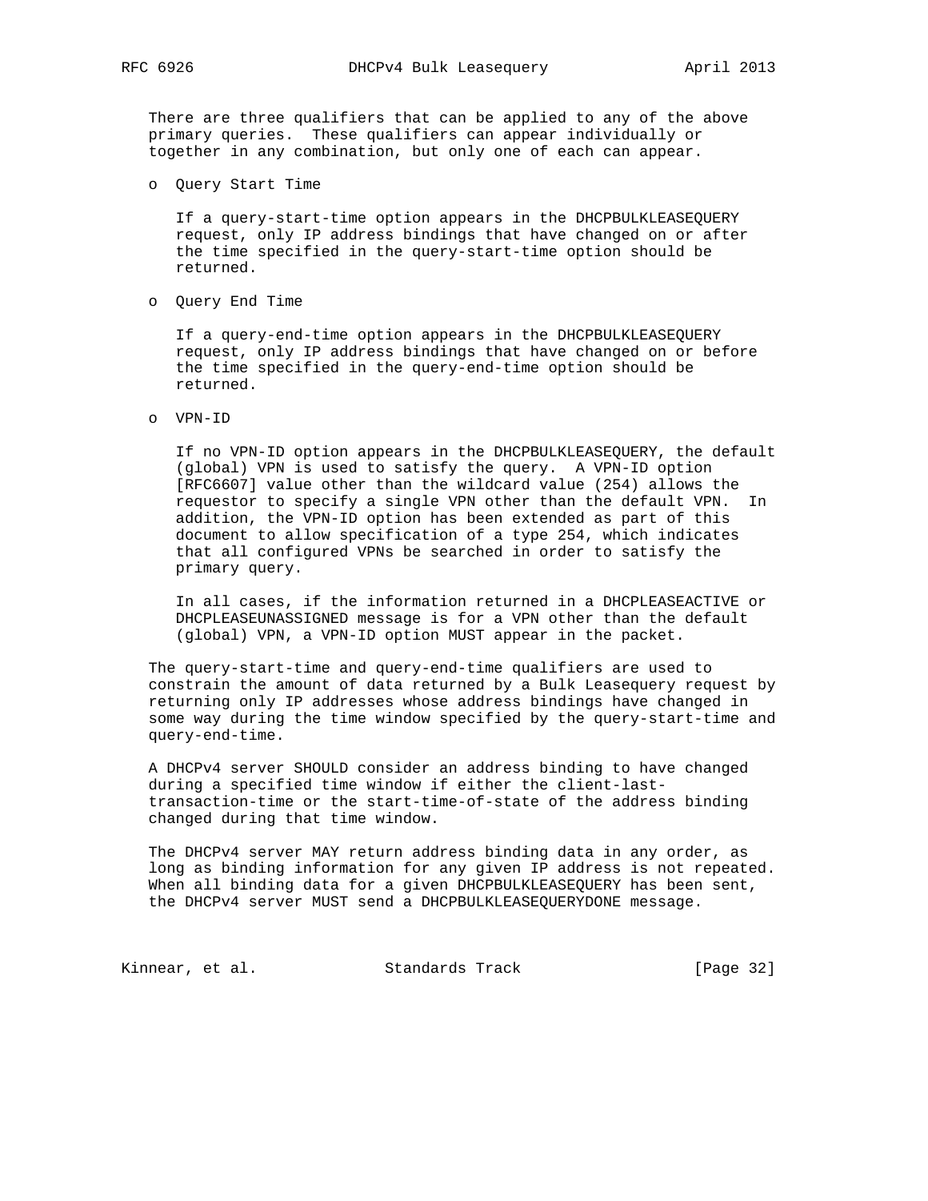There are three qualifiers that can be applied to any of the above primary queries. These qualifiers can appear individually or together in any combination, but only one of each can appear.

- Query Start Time

  If a query-start-time option appears in the DHCPBULKLEASEQUERY request, only IP address bindings that have changed on or after the time specified in the query-start-time option should be returned.

- Query End Time

  If a query-end-time option appears in the DHCPBULKLEASEQUERY request, only IP address bindings that have changed on or before the time specified in the query-end-time option should be returned.

- VPN-ID

  If no VPN-ID option appears in the DHCPBULKLEASEQUERY, the default (global) VPN is used to satisfy the query. A VPN-ID option [RFC6607] value other than the wildcard value (254) allows the requestor to specify a single VPN other than the default VPN. In addition, the VPN-ID option has been extended as part of this document to allow specification of a type 254, which indicates that all configured VPNs be searched in order to satisfy the primary query.

  In all cases, if the information returned in a DHCPLEASEACTIVE or DHCPLEASEUNASSIGNED message is for a VPN other than the default (global) VPN, a VPN-ID option MUST appear in the packet.

The query-start-time and query-end-time qualifiers are used to constrain the amount of data returned by a Bulk Leasequery request by returning only IP addresses whose address bindings have changed in some way during the time window specified by the query-start-time and query-end-time.

A DHCPv4 server SHOULD consider an address binding to have changed during a specified time window if either the client-last-transaction-time or the start-time-of-state of the address binding changed during that time window.

The DHCPv4 server MAY return address binding data in any order, as long as binding information for any given IP address is not repeated. When all binding data for a given DHCPBULKLEASEQUERY has been sent, the DHCPv4 server MUST send a DHCPBULKLEASEQUERYDONE message.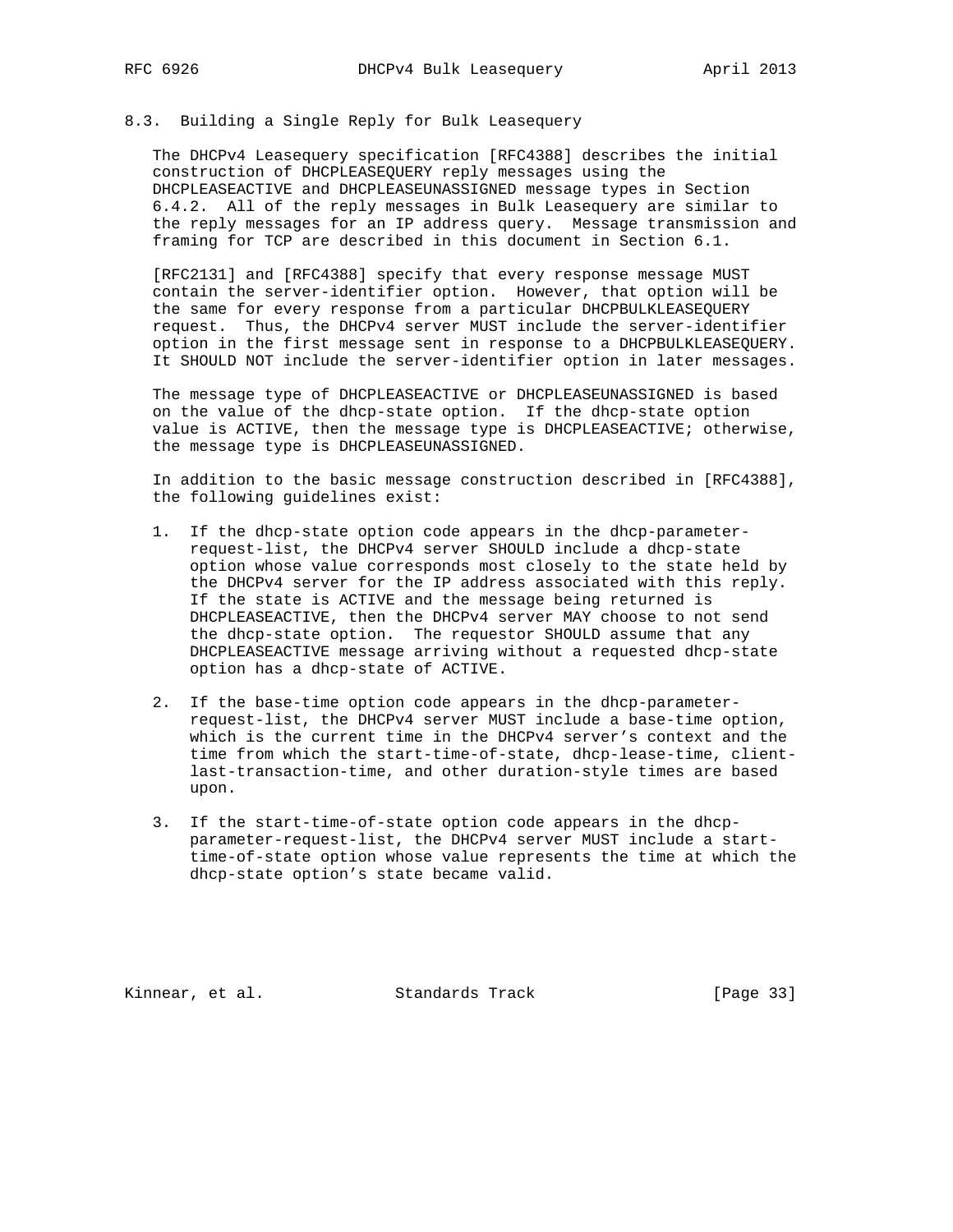### 8.3. Building a Single Reply for Bulk Leasequery

The DHCPv4 Leasequery specification [RFC4388] describes the initial construction of DHCPLEASEQUERY reply messages using the DHCPLEASEACTIVE and DHCPLEASEUNASSIGNED message types in Section 6.4.2. All of the reply messages in Bulk Leasequery are similar to the reply messages for an IP address query. Message transmission and framing for TCP are described in this document in Section 6.1.

[RFC2131] and [RFC4388] specify that every response message MUST contain the server-identifier option. However, that option will be the same for every response from a particular DHCPBULKLEASEQUERY request. Thus, the DHCPv4 server MUST include the server-identifier option in the first message sent in response to a DHCPBULKLEASEQUERY. It SHOULD NOT include the server-identifier option in later messages.

The message type of DHCPLEASEACTIVE or DHCPLEASEUNASSIGNED is based on the value of the dhcp-state option. If the dhcp-state option value is ACTIVE, then the message type is DHCPLEASEACTIVE; otherwise, the message type is DHCPLEASEUNASSIGNED.

In addition to the basic message construction described in [RFC4388], the following guidelines exist:

1. If the dhcp-state option code appears in the dhcp-parameter-request-list, the DHCPv4 server SHOULD include a dhcp-state option whose value corresponds most closely to the state held by the DHCPv4 server for the IP address associated with this reply. If the state is ACTIVE and the message being returned is DHCPLEASEACTIVE, then the DHCPv4 server MAY choose to not send the dhcp-state option. The requestor SHOULD assume that any DHCPLEASEACTIVE message arriving without a requested dhcp-state option has a dhcp-state of ACTIVE.

2. If the base-time option code appears in the dhcp-parameter-request-list, the DHCPv4 server MUST include a base-time option, which is the current time in the DHCPv4 server's context and the time from which the start-time-of-state, dhcp-lease-time, client-last-transaction-time, and other duration-style times are based upon.

3. If the start-time-of-state option code appears in the dhcp-parameter-request-list, the DHCPv4 server MUST include a start-time-of-state option whose value represents the time at which the dhcp-state option's state became valid.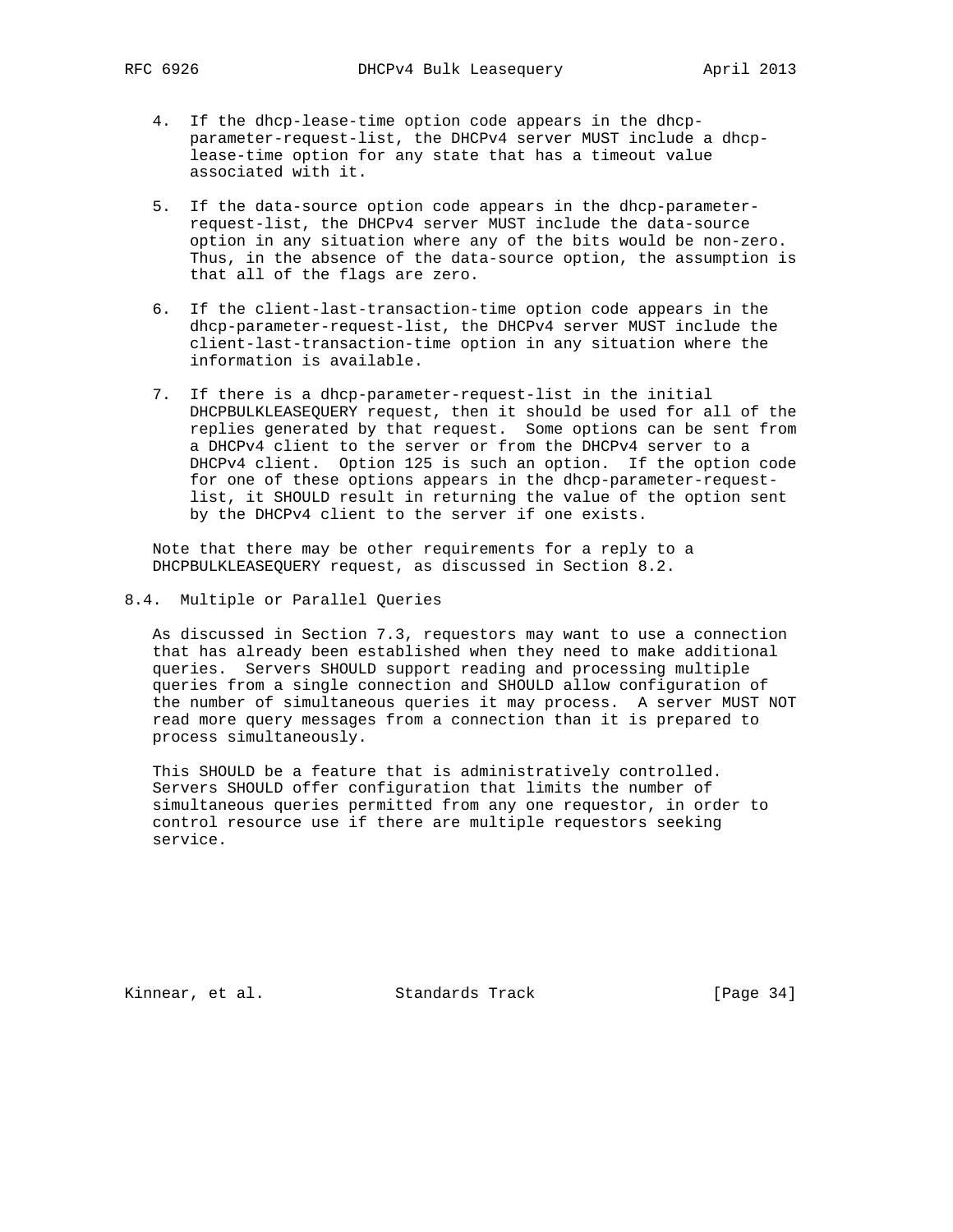4. If the dhcp-lease-time option code appears in the dhcp-parameter-request-list, the DHCPv4 server MUST include a dhcp-lease-time option for any state that has a timeout value associated with it.

5. If the data-source option code appears in the dhcp-parameter-request-list, the DHCPv4 server MUST include the data-source option in any situation where any of the bits would be non-zero. Thus, in the absence of the data-source option, the assumption is that all of the flags are zero.

6. If the client-last-transaction-time option code appears in the dhcp-parameter-request-list, the DHCPv4 server MUST include the client-last-transaction-time option in any situation where the information is available.

7. If there is a dhcp-parameter-request-list in the initial DHCPBULKLEASEQUERY request, then it should be used for all of the replies generated by that request. Some options can be sent from a DHCPv4 client to the server or from the DHCPv4 server to a DHCPv4 client. Option 125 is such an option. If the option code for one of these options appears in the dhcp-parameter-request-list, it SHOULD result in returning the value of the option sent by the DHCPv4 client to the server if one exists.

Note that there may be other requirements for a reply to a DHCPBULKLEASEQUERY request, as discussed in Section 8.2.

## 8.4. Multiple or Parallel Queries

As discussed in Section 7.3, requestors may want to use a connection that has already been established when they need to make additional queries. Servers SHOULD support reading and processing multiple queries from a single connection and SHOULD allow configuration of the number of simultaneous queries it may process. A server MUST NOT read more query messages from a connection than it is prepared to process simultaneously.

This SHOULD be a feature that is administratively controlled. Servers SHOULD offer configuration that limits the number of simultaneous queries permitted from any one requestor, in order to control resource use if there are multiple requestors seeking service.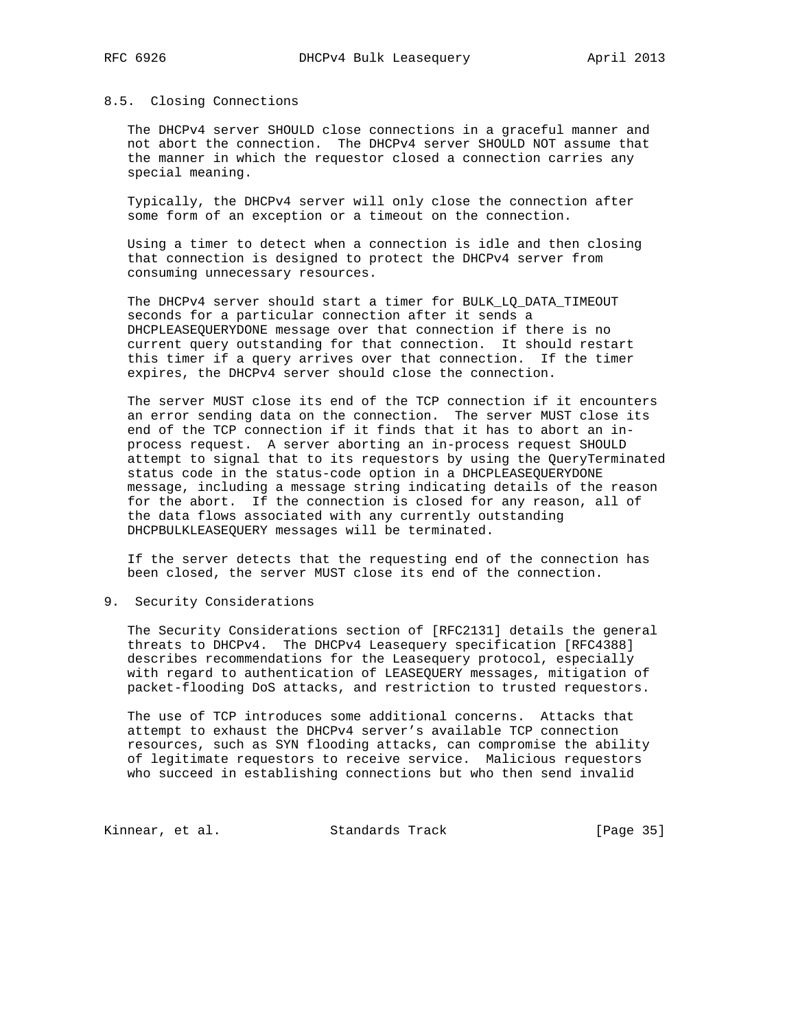### 8.5. Closing Connections

The DHCPv4 server SHOULD close connections in a graceful manner and not abort the connection. The DHCPv4 server SHOULD NOT assume that the manner in which the requestor closed a connection carries any special meaning.

Typically, the DHCPv4 server will only close the connection after some form of an exception or a timeout on the connection.

Using a timer to detect when a connection is idle and then closing that connection is designed to protect the DHCPv4 server from consuming unnecessary resources.

The DHCPv4 server should start a timer for BULK_LQ_DATA_TIMEOUT seconds for a particular connection after it sends a DHCPLEASEQUERYDONE message over that connection if there is no current query outstanding for that connection. It should restart this timer if a query arrives over that connection. If the timer expires, the DHCPv4 server should close the connection.

The server MUST close its end of the TCP connection if it encounters an error sending data on the connection. The server MUST close its end of the TCP connection if it finds that it has to abort an in-process request. A server aborting an in-process request SHOULD attempt to signal that to its requestors by using the QueryTerminated status code in the status-code option in a DHCPLEASEQUERYDONE message, including a message string indicating details of the reason for the abort. If the connection is closed for any reason, all of the data flows associated with any currently outstanding DHCPBULKLEASEQUERY messages will be terminated.

If the server detects that the requesting end of the connection has been closed, the server MUST close its end of the connection.

## 9. Security Considerations

The Security Considerations section of [RFC2131] details the general threats to DHCPv4. The DHCPv4 Leasequery specification [RFC4388] describes recommendations for the Leasequery protocol, especially with regard to authentication of LEASEQUERY messages, mitigation of packet-flooding DoS attacks, and restriction to trusted requestors.

The use of TCP introduces some additional concerns. Attacks that attempt to exhaust the DHCPv4 server's available TCP connection resources, such as SYN flooding attacks, can compromise the ability of legitimate requestors to receive service. Malicious requestors who succeed in establishing connections but who then send invalid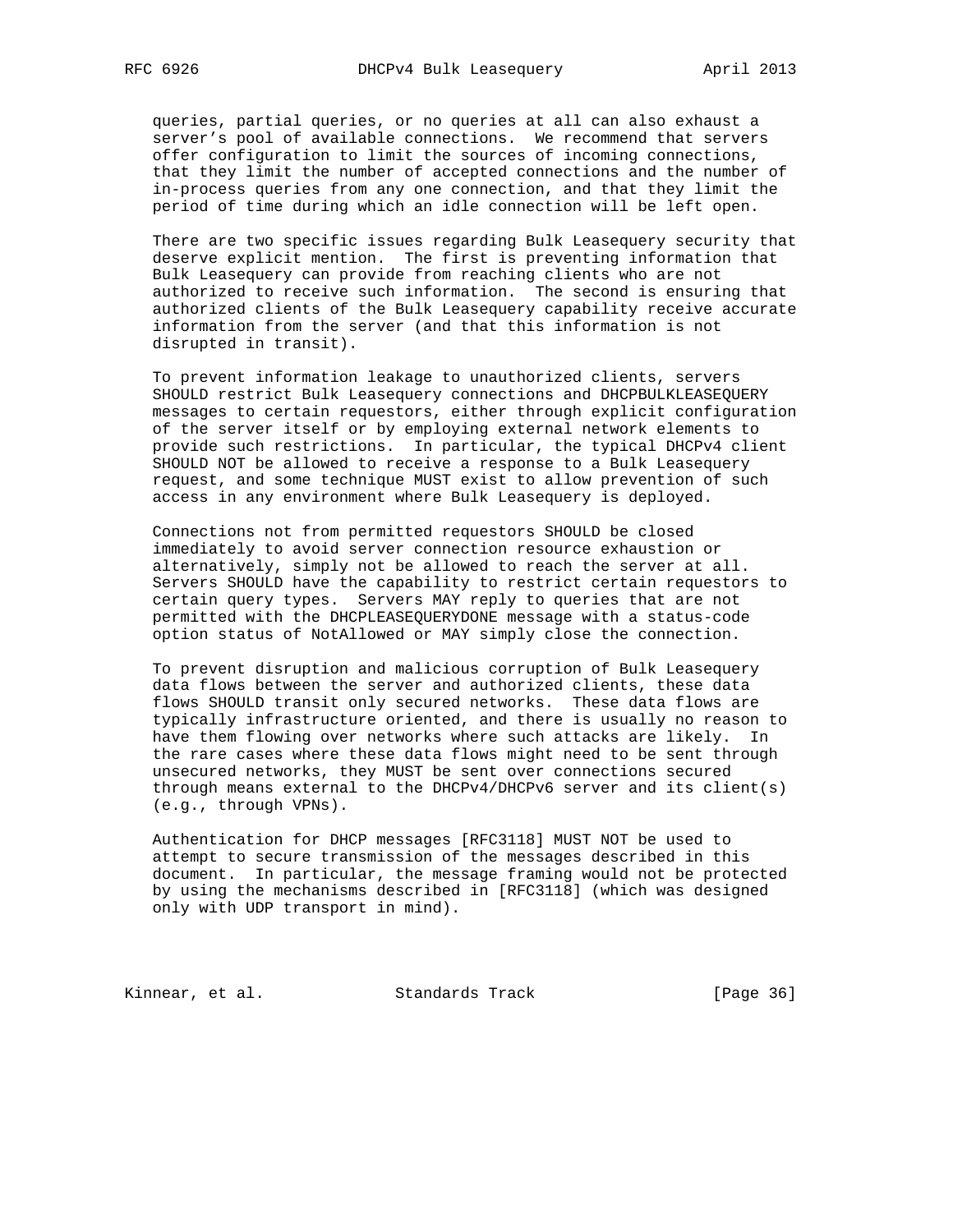queries, partial queries, or no queries at all can also exhaust a server's pool of available connections. We recommend that servers offer configuration to limit the sources of incoming connections, that they limit the number of accepted connections and the number of in-process queries from any one connection, and that they limit the period of time during which an idle connection will be left open.

There are two specific issues regarding Bulk Leasequery security that deserve explicit mention. The first is preventing information that Bulk Leasequery can provide from reaching clients who are not authorized to receive such information. The second is ensuring that authorized clients of the Bulk Leasequery capability receive accurate information from the server (and that this information is not disrupted in transit).

To prevent information leakage to unauthorized clients, servers SHOULD restrict Bulk Leasequery connections and DHCPBULKLEASEQUERY messages to certain requestors, either through explicit configuration of the server itself or by employing external network elements to provide such restrictions. In particular, the typical DHCPv4 client SHOULD NOT be allowed to receive a response to a Bulk Leasequery request, and some technique MUST exist to allow prevention of such access in any environment where Bulk Leasequery is deployed.

Connections not from permitted requestors SHOULD be closed immediately to avoid server connection resource exhaustion or alternatively, simply not be allowed to reach the server at all. Servers SHOULD have the capability to restrict certain requestors to certain query types. Servers MAY reply to queries that are not permitted with the DHCPLEASEQUERYDONE message with a status-code option status of NotAllowed or MAY simply close the connection.

To prevent disruption and malicious corruption of Bulk Leasequery data flows between the server and authorized clients, these data flows SHOULD transit only secured networks. These data flows are typically infrastructure oriented, and there is usually no reason to have them flowing over networks where such attacks are likely. In the rare cases where these data flows might need to be sent through unsecured networks, they MUST be sent over connections secured through means external to the DHCPv4/DHCPv6 server and its client(s) (e.g., through VPNs).

Authentication for DHCP messages [RFC3118] MUST NOT be used to attempt to secure transmission of the messages described in this document. In particular, the message framing would not be protected by using the mechanisms described in [RFC3118] (which was designed only with UDP transport in mind).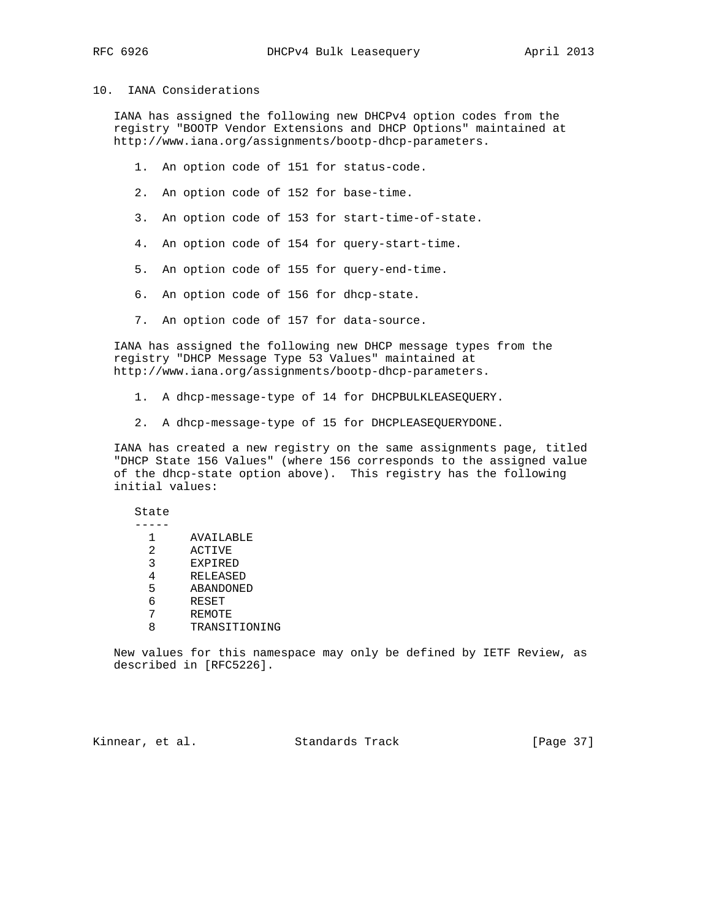## 10. IANA Considerations

IANA has assigned the following new DHCPv4 option codes from the registry "BOOTP Vendor Extensions and DHCP Options" maintained at http://www.iana.org/assignments/bootp-dhcp-parameters.

1. An option code of 151 for status-code.
2. An option code of 152 for base-time.
3. An option code of 153 for start-time-of-state.
4. An option code of 154 for query-start-time.
5. An option code of 155 for query-end-time.
6. An option code of 156 for dhcp-state.
7. An option code of 157 for data-source.

IANA has assigned the following new DHCP message types from the registry "DHCP Message Type 53 Values" maintained at http://www.iana.org/assignments/bootp-dhcp-parameters.

1. A dhcp-message-type of 14 for DHCPBULKLEASEQUERY.
2. A dhcp-message-type of 15 for DHCPLEASEQUERYDONE.

IANA has created a new registry on the same assignments page, titled "DHCP State 156 Values" (where 156 corresponds to the assigned value of the dhcp-state option above). This registry has the following initial values:

| State | |
|---|---|
| 1 | AVAILABLE |
| 2 | ACTIVE |
| 3 | EXPIRED |
| 4 | RELEASED |
| 5 | ABANDONED |
| 6 | RESET |
| 7 | REMOTE |
| 8 | TRANSITIONING |

New values for this namespace may only be defined by IETF Review, as described in [RFC5226].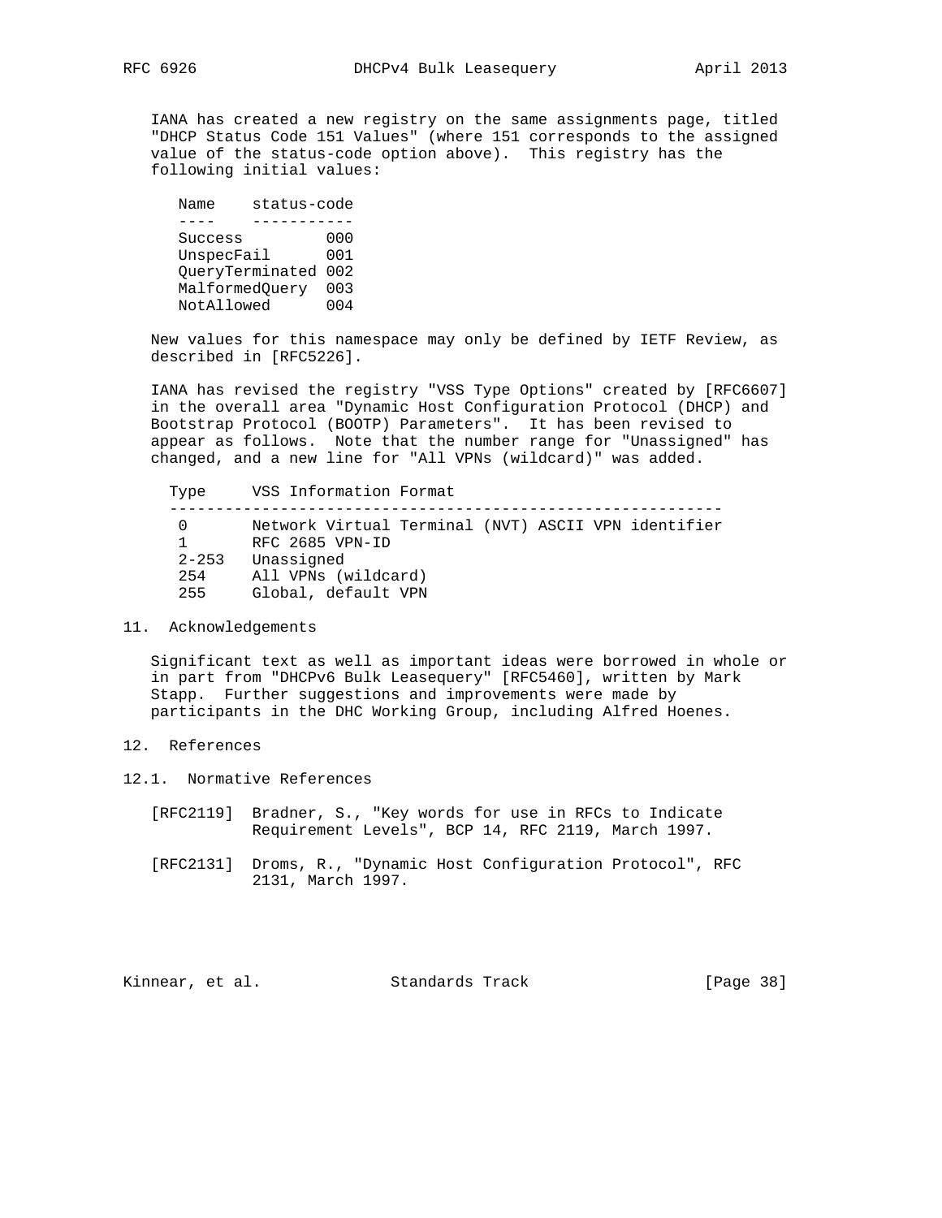IANA has created a new registry on the same assignments page, titled "DHCP Status Code 151 Values" (where 151 corresponds to the assigned value of the status-code option above). This registry has the following initial values:

| Name | status-code |
|---|---|
| Success | 000 |
| UnspecFail | 001 |
| QueryTerminated | 002 |
| MalformedQuery | 003 |
| NotAllowed | 004 |

New values for this namespace may only be defined by IETF Review, as described in [RFC5226].

IANA has revised the registry "VSS Type Options" created by [RFC6607] in the overall area "Dynamic Host Configuration Protocol (DHCP) and Bootstrap Protocol (BOOTP) Parameters". It has been revised to appear as follows. Note that the number range for "Unassigned" has changed, and a new line for "All VPNs (wildcard)" was added.

| Type | VSS Information Format |
|---|---|
| 0 | Network Virtual Terminal (NVT) ASCII VPN identifier |
| 1 | RFC 2685 VPN-ID |
| 2-253 | Unassigned |
| 254 | All VPNs (wildcard) |
| 255 | Global, default VPN |

## 11. Acknowledgements

Significant text as well as important ideas were borrowed in whole or in part from "DHCPv6 Bulk Leasequery" [RFC5460], written by Mark Stapp. Further suggestions and improvements were made by participants in the DHC Working Group, including Alfred Hoenes.

## 12. References

### 12.1. Normative References

[RFC2119] Bradner, S., "Key words for use in RFCs to Indicate Requirement Levels", BCP 14, RFC 2119, March 1997.

[RFC2131] Droms, R., "Dynamic Host Configuration Protocol", RFC 2131, March 1997.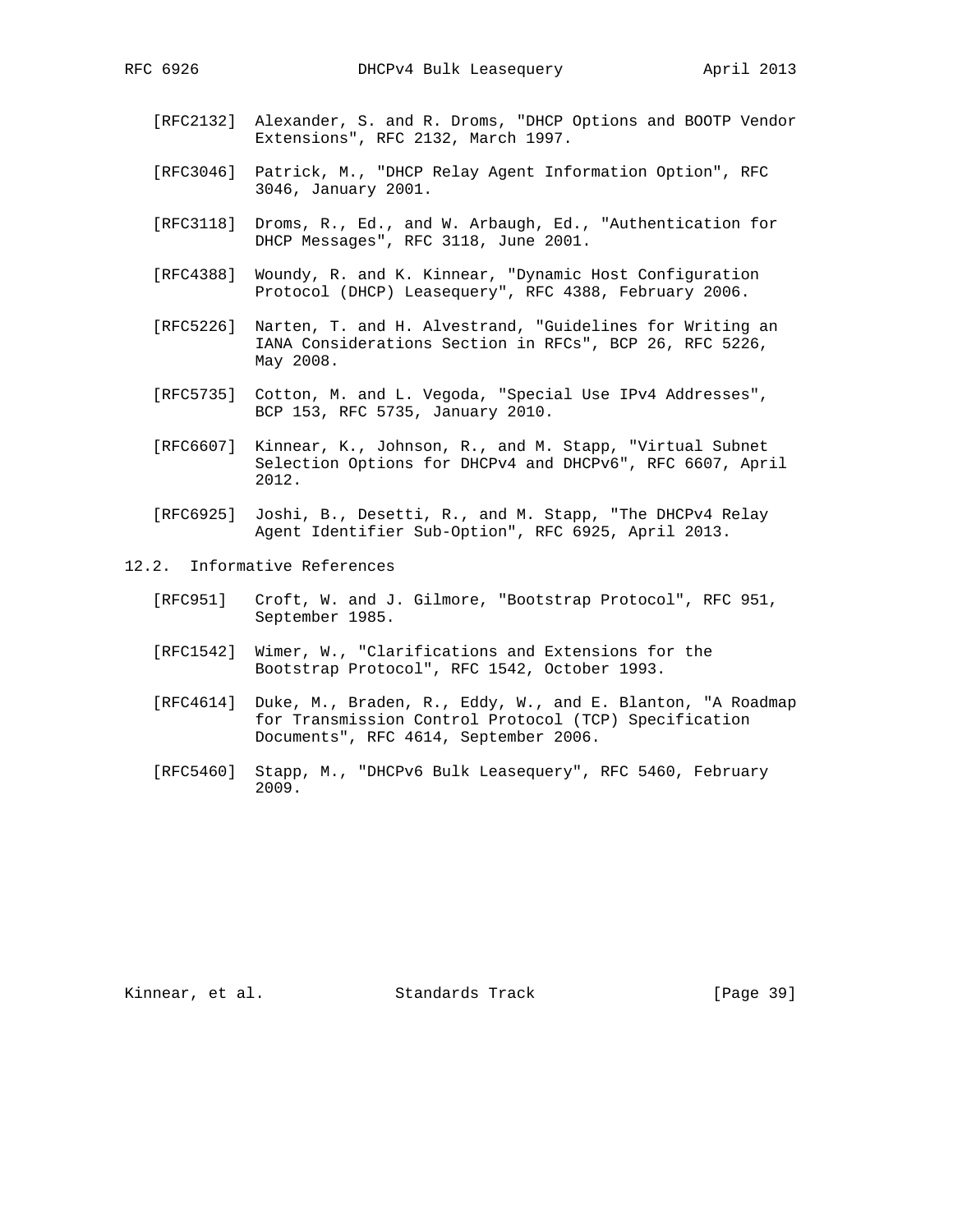[RFC2132] Alexander, S. and R. Droms, "DHCP Options and BOOTP Vendor Extensions", RFC 2132, March 1997.

[RFC3046] Patrick, M., "DHCP Relay Agent Information Option", RFC 3046, January 2001.

[RFC3118] Droms, R., Ed., and W. Arbaugh, Ed., "Authentication for DHCP Messages", RFC 3118, June 2001.

[RFC4388] Woundy, R. and K. Kinnear, "Dynamic Host Configuration Protocol (DHCP) Leasequery", RFC 4388, February 2006.

[RFC5226] Narten, T. and H. Alvestrand, "Guidelines for Writing an IANA Considerations Section in RFCs", BCP 26, RFC 5226, May 2008.

[RFC5735] Cotton, M. and L. Vegoda, "Special Use IPv4 Addresses", BCP 153, RFC 5735, January 2010.

[RFC6607] Kinnear, K., Johnson, R., and M. Stapp, "Virtual Subnet Selection Options for DHCPv4 and DHCPv6", RFC 6607, April 2012.

[RFC6925] Joshi, B., Desetti, R., and M. Stapp, "The DHCPv4 Relay Agent Identifier Sub-Option", RFC 6925, April 2013.

## 12.2. Informative References

[RFC951] Croft, W. and J. Gilmore, "Bootstrap Protocol", RFC 951, September 1985.

[RFC1542] Wimer, W., "Clarifications and Extensions for the Bootstrap Protocol", RFC 1542, October 1993.

[RFC4614] Duke, M., Braden, R., Eddy, W., and E. Blanton, "A Roadmap for Transmission Control Protocol (TCP) Specification Documents", RFC 4614, September 2006.

[RFC5460] Stapp, M., "DHCPv6 Bulk Leasequery", RFC 5460, February 2009.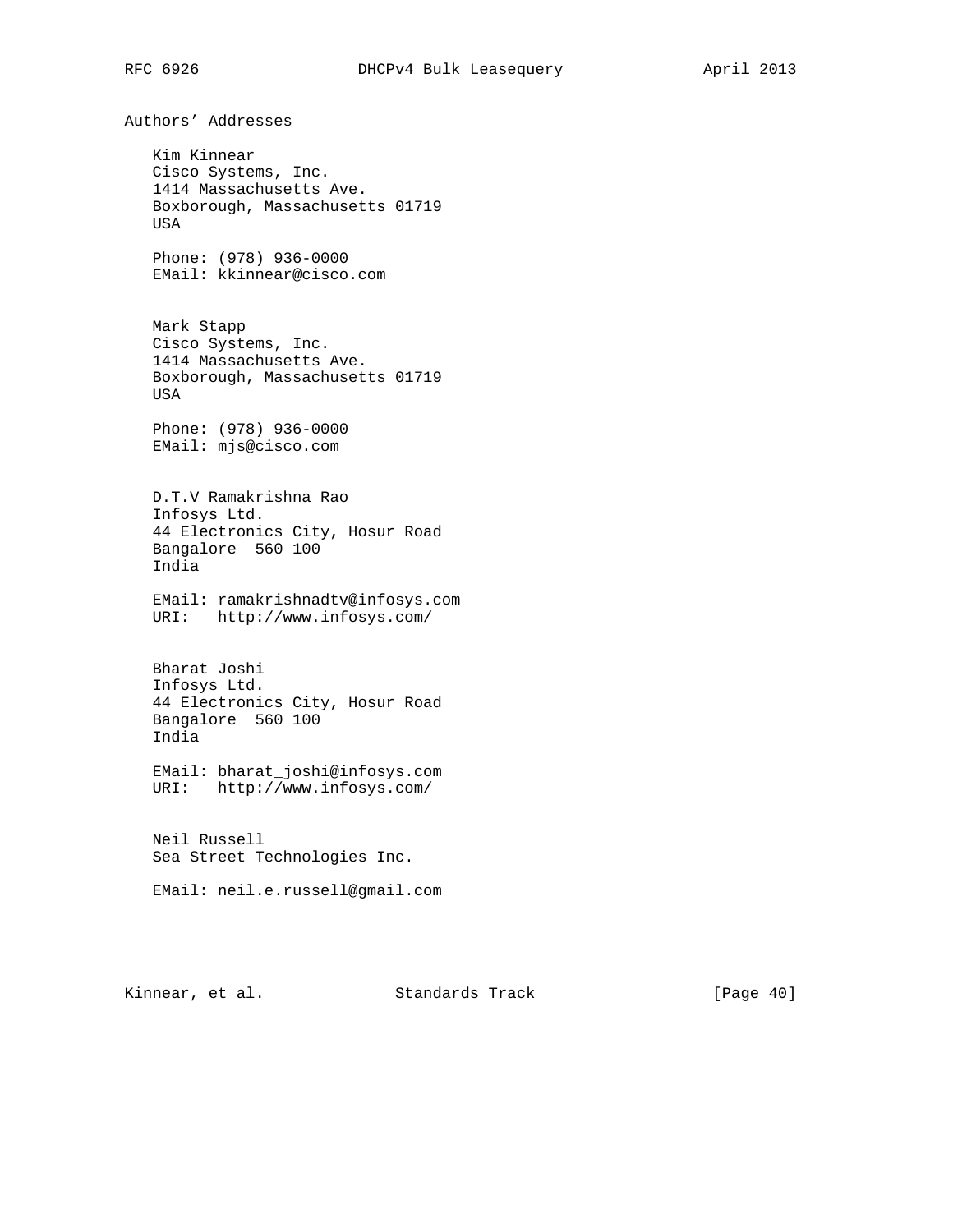## Authors' Addresses

Kim Kinnear
Cisco Systems, Inc.
1414 Massachusetts Ave.
Boxborough, Massachusetts 01719
USA

Phone: (978) 936-0000
EMail: kkinnear@cisco.com

Mark Stapp
Cisco Systems, Inc.
1414 Massachusetts Ave.
Boxborough, Massachusetts 01719
USA

Phone: (978) 936-0000
EMail: mjs@cisco.com

D.T.V Ramakrishna Rao
Infosys Ltd.
44 Electronics City, Hosur Road
Bangalore  560 100
India

EMail: ramakrishnadtv@infosys.com
URI:   http://www.infosys.com/

Bharat Joshi
Infosys Ltd.
44 Electronics City, Hosur Road
Bangalore  560 100
India

EMail: bharat_joshi@infosys.com
URI:   http://www.infosys.com/

Neil Russell
Sea Street Technologies Inc.

EMail: neil.e.russell@gmail.com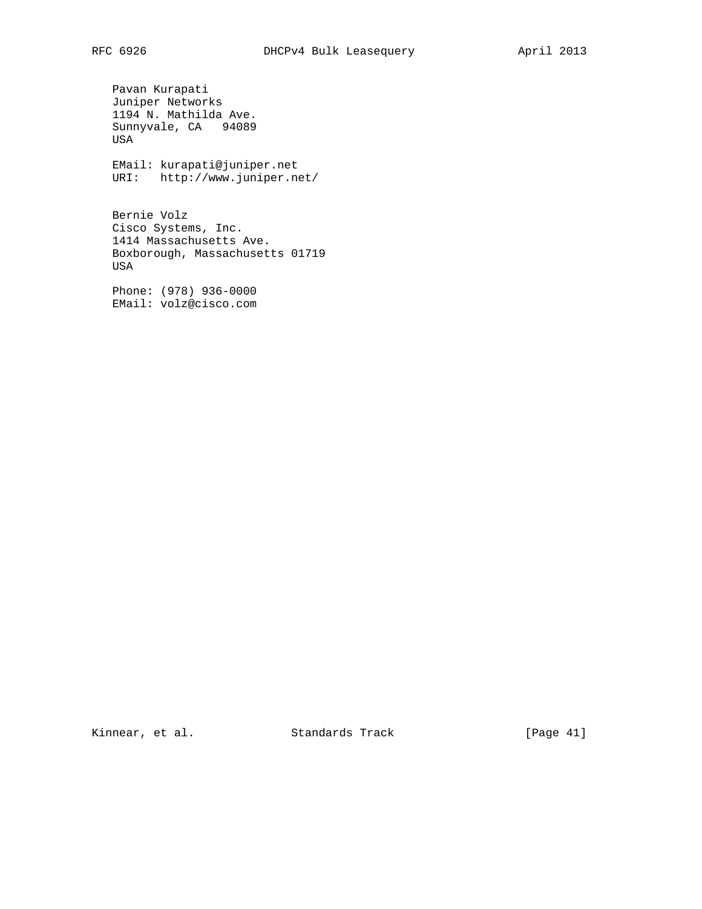Pavan Kurapati
Juniper Networks
1194 N. Mathilda Ave.
Sunnyvale, CA   94089
USA

EMail: kurapati@juniper.net
URI:   http://www.juniper.net/

Bernie Volz
Cisco Systems, Inc.
1414 Massachusetts Ave.
Boxborough, Massachusetts 01719
USA

Phone: (978) 936-0000
EMail: volz@cisco.com